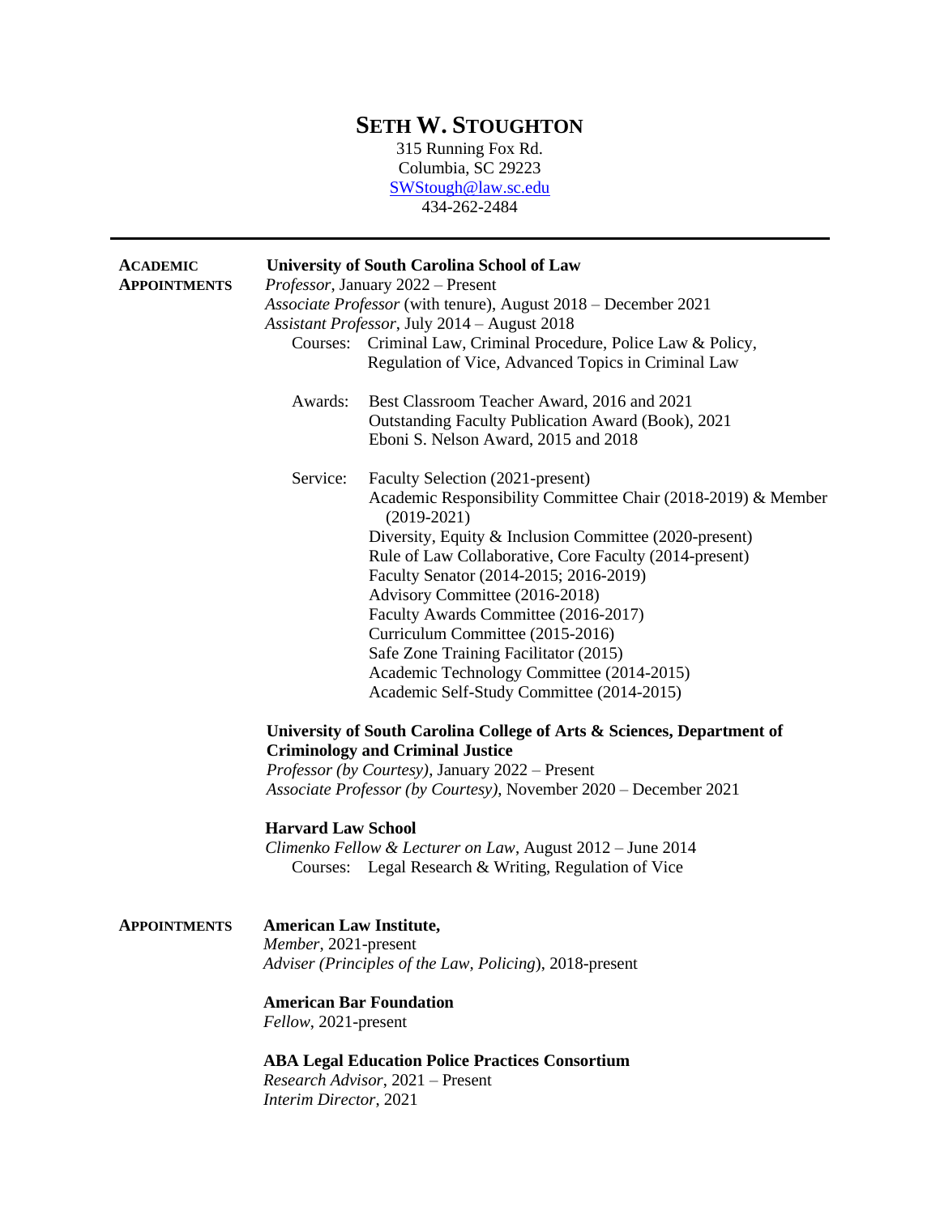# SETH W. STOUGHTON

315 Running Fox Rd.
Columbia, SC 29223
SWStough@law.sc.edu
434-262-2484

---

## ACADEMIC APPOINTMENTS

**University of South Carolina School of Law**
*Professor*, January 2022 – Present
*Associate Professor* (with tenure), August 2018 – December 2021
*Assistant Professor*, July 2014 – August 2018

Courses: Criminal Law, Criminal Procedure, Police Law & Policy, Regulation of Vice, Advanced Topics in Criminal Law

Awards:
- Best Classroom Teacher Award, 2016 and 2021
- Outstanding Faculty Publication Award (Book), 2021
- Eboni S. Nelson Award, 2015 and 2018

Service:
- Faculty Selection (2021-present)
- Academic Responsibility Committee Chair (2018-2019) & Member (2019-2021)
- Diversity, Equity & Inclusion Committee (2020-present)
- Rule of Law Collaborative, Core Faculty (2014-present)
- Faculty Senator (2014-2015; 2016-2019)
- Advisory Committee (2016-2018)
- Faculty Awards Committee (2016-2017)
- Curriculum Committee (2015-2016)
- Safe Zone Training Facilitator (2015)
- Academic Technology Committee (2014-2015)
- Academic Self-Study Committee (2014-2015)

**University of South Carolina College of Arts & Sciences, Department of Criminology and Criminal Justice**
*Professor (by Courtesy)*, January 2022 – Present
*Associate Professor (by Courtesy)*, November 2020 – December 2021

**Harvard Law School**
*Climenko Fellow & Lecturer on Law*, August 2012 – June 2014

Courses: Legal Research & Writing, Regulation of Vice

## APPOINTMENTS

**American Law Institute,**
*Member*, 2021-present
*Adviser (Principles of the Law, Policing)*, 2018-present

**American Bar Foundation**
*Fellow*, 2021-present

**ABA Legal Education Police Practices Consortium**
*Research Advisor*, 2021 – Present
*Interim Director*, 2021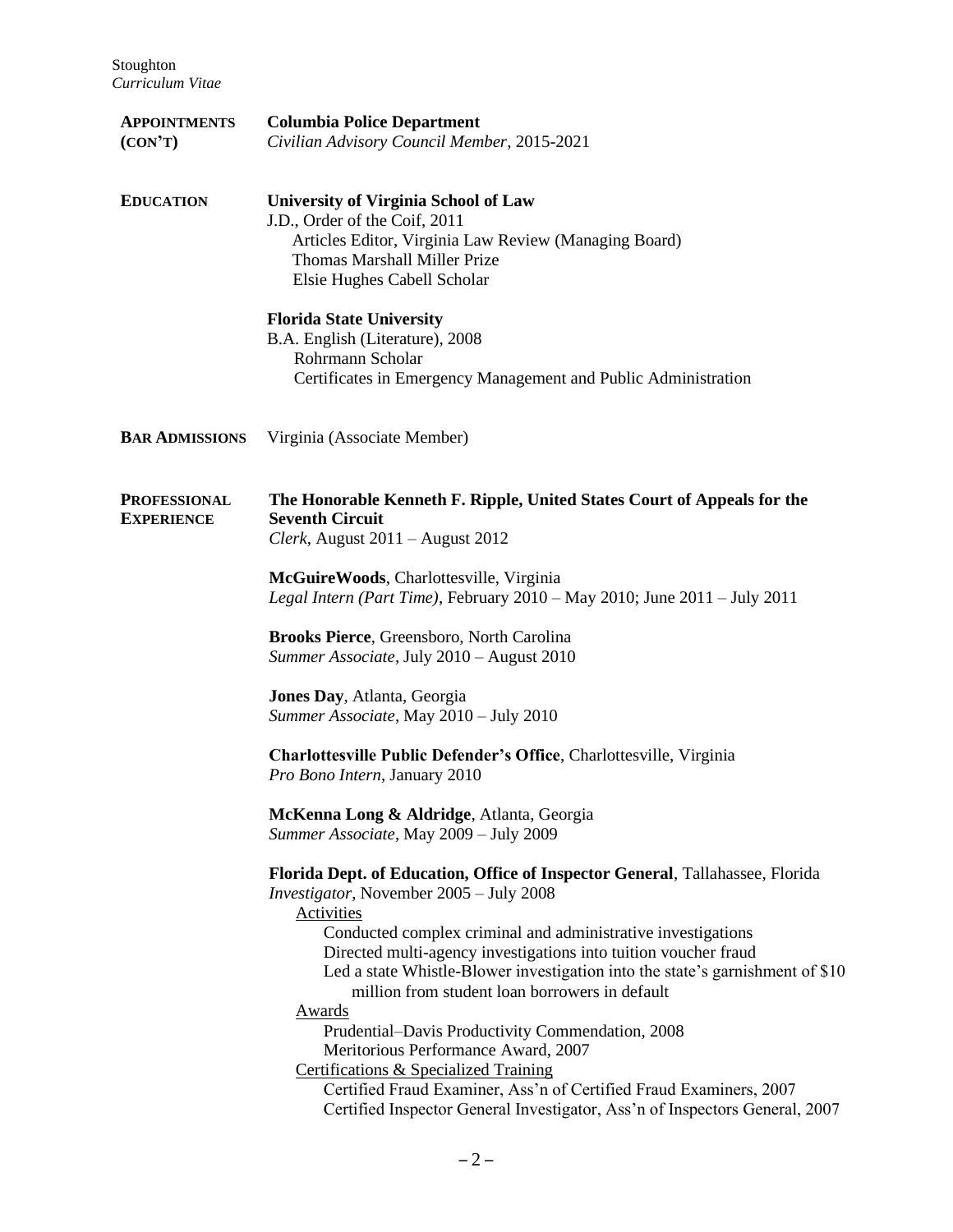**APPOINTMENTS (CON'T)**

**Columbia Police Department**
*Civilian Advisory Council Member*, 2015-2021

**EDUCATION**

**University of Virginia School of Law**
J.D., Order of the Coif, 2011
- Articles Editor, Virginia Law Review (Managing Board)
- Thomas Marshall Miller Prize
- Elsie Hughes Cabell Scholar

**Florida State University**
B.A. English (Literature), 2008
- Rohrmann Scholar
- Certificates in Emergency Management and Public Administration

**BAR ADMISSIONS**

Virginia (Associate Member)

**PROFESSIONAL EXPERIENCE**

**The Honorable Kenneth F. Ripple, United States Court of Appeals for the Seventh Circuit**
*Clerk*, August 2011 – August 2012

**McGuireWoods**, Charlottesville, Virginia
*Legal Intern (Part Time)*, February 2010 – May 2010; June 2011 – July 2011

**Brooks Pierce**, Greensboro, North Carolina
*Summer Associate*, July 2010 – August 2010

**Jones Day**, Atlanta, Georgia
*Summer Associate*, May 2010 – July 2010

**Charlottesville Public Defender's Office**, Charlottesville, Virginia
*Pro Bono Intern*, January 2010

**McKenna Long & Aldridge**, Atlanta, Georgia
*Summer Associate*, May 2009 – July 2009

**Florida Dept. of Education, Office of Inspector General**, Tallahassee, Florida
*Investigator*, November 2005 – July 2008

Activities
- Conducted complex criminal and administrative investigations
- Directed multi-agency investigations into tuition voucher fraud
- Led a state Whistle-Blower investigation into the state's garnishment of $10 million from student loan borrowers in default

Awards
- Prudential–Davis Productivity Commendation, 2008
- Meritorious Performance Award, 2007

Certifications & Specialized Training
- Certified Fraud Examiner, Ass'n of Certified Fraud Examiners, 2007
- Certified Inspector General Investigator, Ass'n of Inspectors General, 2007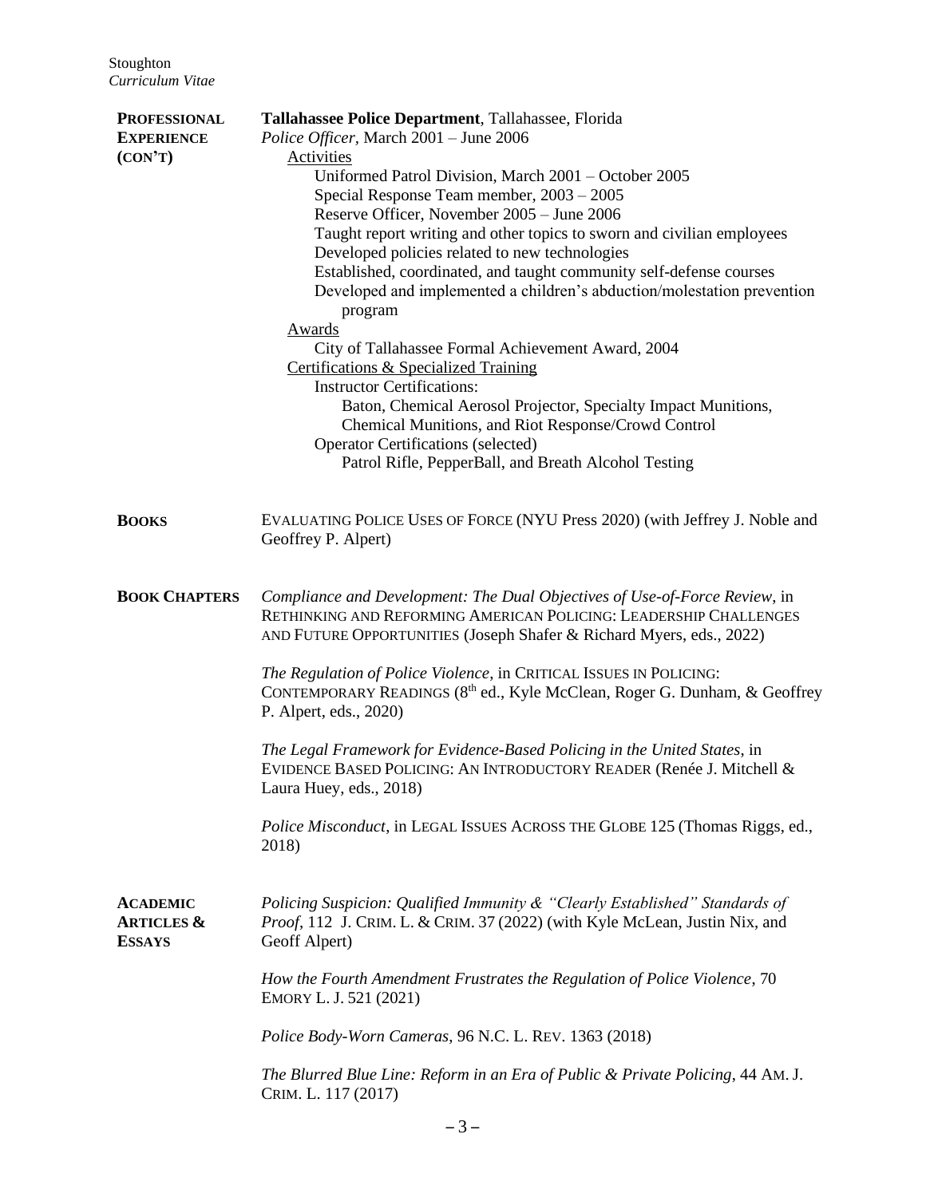## PROFESSIONAL EXPERIENCE (CON'T)

**Tallahassee Police Department**, Tallahassee, Florida
*Police Officer*, March 2001 – June 2006

Activities

- Uniformed Patrol Division, March 2001 – October 2005
- Special Response Team member, 2003 – 2005
- Reserve Officer, November 2005 – June 2006
- Taught report writing and other topics to sworn and civilian employees
- Developed policies related to new technologies
- Established, coordinated, and taught community self-defense courses
- Developed and implemented a children's abduction/molestation prevention program

Awards

- City of Tallahassee Formal Achievement Award, 2004

Certifications & Specialized Training

- Instructor Certifications:
  - Baton, Chemical Aerosol Projector, Specialty Impact Munitions, Chemical Munitions, and Riot Response/Crowd Control
- Operator Certifications (selected)
  - Patrol Rifle, PepperBall, and Breath Alcohol Testing

## BOOKS

EVALUATING POLICE USES OF FORCE (NYU Press 2020) (with Jeffrey J. Noble and Geoffrey P. Alpert)

## BOOK CHAPTERS

*Compliance and Development: The Dual Objectives of Use-of-Force Review*, in RETHINKING AND REFORMING AMERICAN POLICING: LEADERSHIP CHALLENGES AND FUTURE OPPORTUNITIES (Joseph Shafer & Richard Myers, eds., 2022)

*The Regulation of Police Violence*, in CRITICAL ISSUES IN POLICING: CONTEMPORARY READINGS (8th ed., Kyle McClean, Roger G. Dunham, & Geoffrey P. Alpert, eds., 2020)

*The Legal Framework for Evidence-Based Policing in the United States*, in EVIDENCE BASED POLICING: AN INTRODUCTORY READER (Renée J. Mitchell & Laura Huey, eds., 2018)

*Police Misconduct*, in LEGAL ISSUES ACROSS THE GLOBE 125 (Thomas Riggs, ed., 2018)

## ACADEMIC ARTICLES & ESSAYS

*Policing Suspicion: Qualified Immunity & "Clearly Established" Standards of Proof*, 112 J. CRIM. L. & CRIM. 37 (2022) (with Kyle McLean, Justin Nix, and Geoff Alpert)

*How the Fourth Amendment Frustrates the Regulation of Police Violence*, 70 EMORY L. J. 521 (2021)

*Police Body-Worn Cameras*, 96 N.C. L. REV. 1363 (2018)

*The Blurred Blue Line: Reform in an Era of Public & Private Policing*, 44 AM. J. CRIM. L. 117 (2017)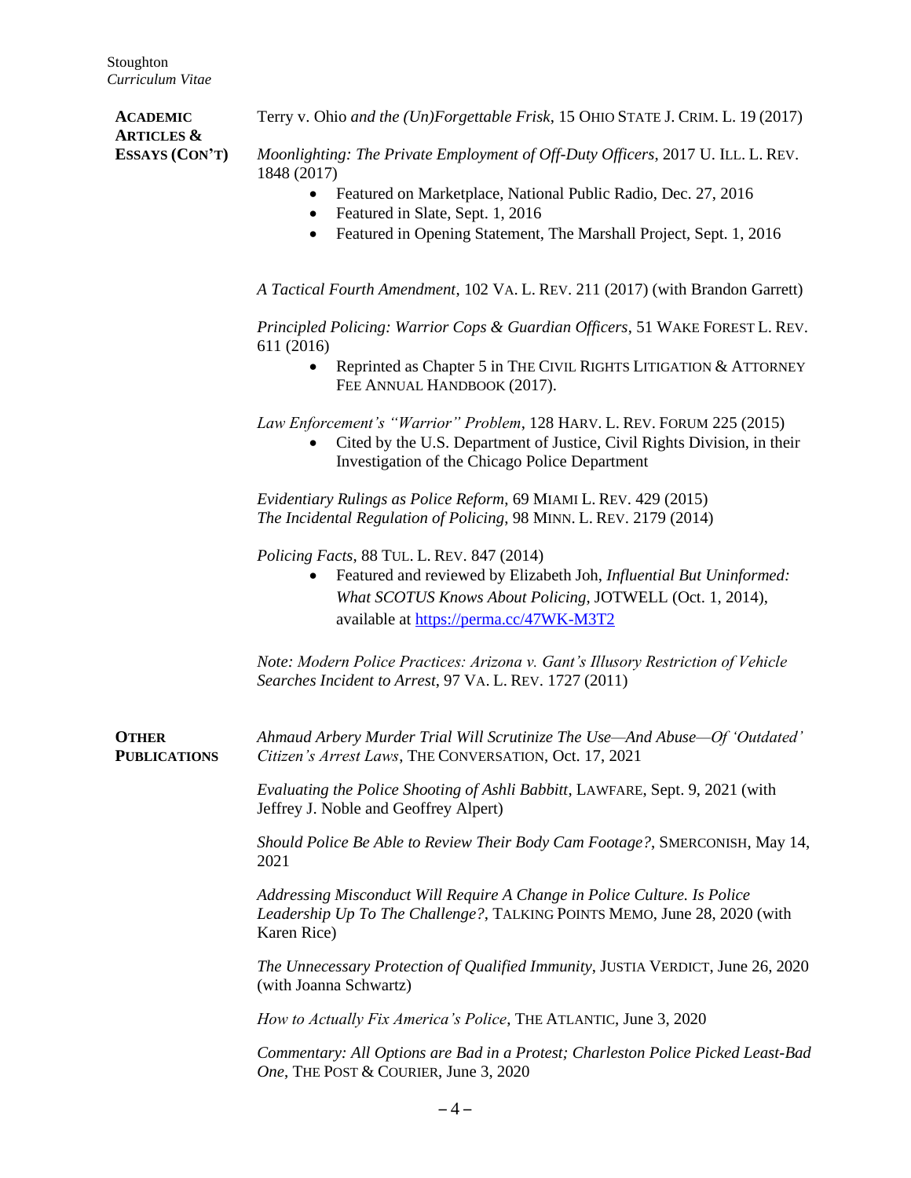## ACADEMIC ARTICLES & ESSAYS (CON'T)

*Terry v. Ohio and the (Un)Forgettable Frisk*, 15 OHIO STATE J. CRIM. L. 19 (2017)

*Moonlighting: The Private Employment of Off-Duty Officers*, 2017 U. ILL. L. REV. 1848 (2017)

- Featured on Marketplace, National Public Radio, Dec. 27, 2016
- Featured in Slate, Sept. 1, 2016
- Featured in Opening Statement, The Marshall Project, Sept. 1, 2016

*A Tactical Fourth Amendment*, 102 VA. L. REV. 211 (2017) (with Brandon Garrett)

*Principled Policing: Warrior Cops & Guardian Officers*, 51 WAKE FOREST L. REV. 611 (2016)

- Reprinted as Chapter 5 in THE CIVIL RIGHTS LITIGATION & ATTORNEY FEE ANNUAL HANDBOOK (2017).

*Law Enforcement's "Warrior" Problem*, 128 HARV. L. REV. FORUM 225 (2015)

- Cited by the U.S. Department of Justice, Civil Rights Division, in their Investigation of the Chicago Police Department

*Evidentiary Rulings as Police Reform*, 69 MIAMI L. REV. 429 (2015)
*The Incidental Regulation of Policing*, 98 MINN. L. REV. 2179 (2014)

*Policing Facts*, 88 TUL. L. REV. 847 (2014)

- Featured and reviewed by Elizabeth Joh, *Influential But Uninformed: What SCOTUS Knows About Policing*, JOTWELL (Oct. 1, 2014), available at https://perma.cc/47WK-M3T2

*Note: Modern Police Practices: Arizona v. Gant's Illusory Restriction of Vehicle Searches Incident to Arrest*, 97 VA. L. REV. 1727 (2011)

## OTHER PUBLICATIONS

*Ahmaud Arbery Murder Trial Will Scrutinize The Use—And Abuse—Of 'Outdated' Citizen's Arrest Laws*, THE CONVERSATION, Oct. 17, 2021

*Evaluating the Police Shooting of Ashli Babbitt*, LAWFARE, Sept. 9, 2021 (with Jeffrey J. Noble and Geoffrey Alpert)

*Should Police Be Able to Review Their Body Cam Footage?*, SMERCONISH, May 14, 2021

*Addressing Misconduct Will Require A Change in Police Culture. Is Police Leadership Up To The Challenge?*, TALKING POINTS MEMO, June 28, 2020 (with Karen Rice)

*The Unnecessary Protection of Qualified Immunity*, JUSTIA VERDICT, June 26, 2020 (with Joanna Schwartz)

*How to Actually Fix America's Police*, THE ATLANTIC, June 3, 2020

*Commentary: All Options are Bad in a Protest; Charleston Police Picked Least-Bad One*, THE POST & COURIER, June 3, 2020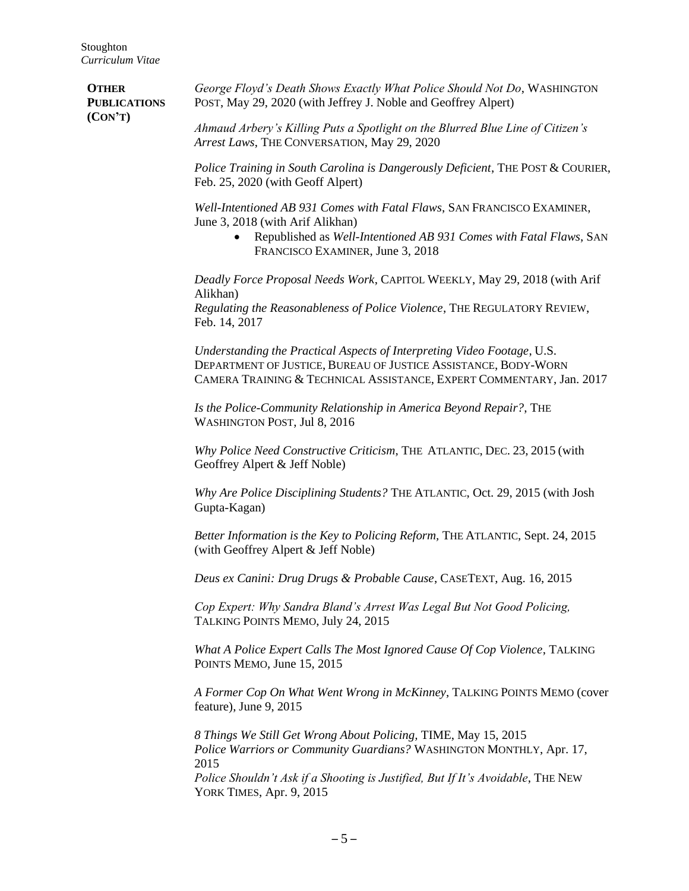**OTHER PUBLICATIONS (CON'T)**

*George Floyd's Death Shows Exactly What Police Should Not Do*, WASHINGTON POST, May 29, 2020 (with Jeffrey J. Noble and Geoffrey Alpert)

*Ahmaud Arbery's Killing Puts a Spotlight on the Blurred Blue Line of Citizen's Arrest Laws*, THE CONVERSATION, May 29, 2020

*Police Training in South Carolina is Dangerously Deficient*, THE POST & COURIER, Feb. 25, 2020 (with Geoff Alpert)

*Well-Intentioned AB 931 Comes with Fatal Flaws*, SAN FRANCISCO EXAMINER, June 3, 2018 (with Arif Alikhan)

- Republished as *Well-Intentioned AB 931 Comes with Fatal Flaws*, SAN FRANCISCO EXAMINER, June 3, 2018

*Deadly Force Proposal Needs Work*, CAPITOL WEEKLY, May 29, 2018 (with Arif Alikhan)

*Regulating the Reasonableness of Police Violence*, THE REGULATORY REVIEW, Feb. 14, 2017

*Understanding the Practical Aspects of Interpreting Video Footage*, U.S. DEPARTMENT OF JUSTICE, BUREAU OF JUSTICE ASSISTANCE, BODY-WORN CAMERA TRAINING & TECHNICAL ASSISTANCE, EXPERT COMMENTARY, Jan. 2017

*Is the Police-Community Relationship in America Beyond Repair?*, THE WASHINGTON POST, Jul 8, 2016

*Why Police Need Constructive Criticism*, THE ATLANTIC, DEC. 23, 2015 (with Geoffrey Alpert & Jeff Noble)

*Why Are Police Disciplining Students?* THE ATLANTIC, Oct. 29, 2015 (with Josh Gupta-Kagan)

*Better Information is the Key to Policing Reform,* THE ATLANTIC, Sept. 24, 2015 (with Geoffrey Alpert & Jeff Noble)

*Deus ex Canini: Drug Drugs & Probable Cause*, CASETEXT, Aug. 16, 2015

*Cop Expert: Why Sandra Bland's Arrest Was Legal But Not Good Policing,* TALKING POINTS MEMO, July 24, 2015

*What A Police Expert Calls The Most Ignored Cause Of Cop Violence*, TALKING POINTS MEMO, June 15, 2015

*A Former Cop On What Went Wrong in McKinney*, TALKING POINTS MEMO (cover feature), June 9, 2015

*8 Things We Still Get Wrong About Policing,* TIME, May 15, 2015

*Police Warriors or Community Guardians?* WASHINGTON MONTHLY, Apr. 17, 2015

*Police Shouldn't Ask if a Shooting is Justified, But If It's Avoidable*, THE NEW YORK TIMES, Apr. 9, 2015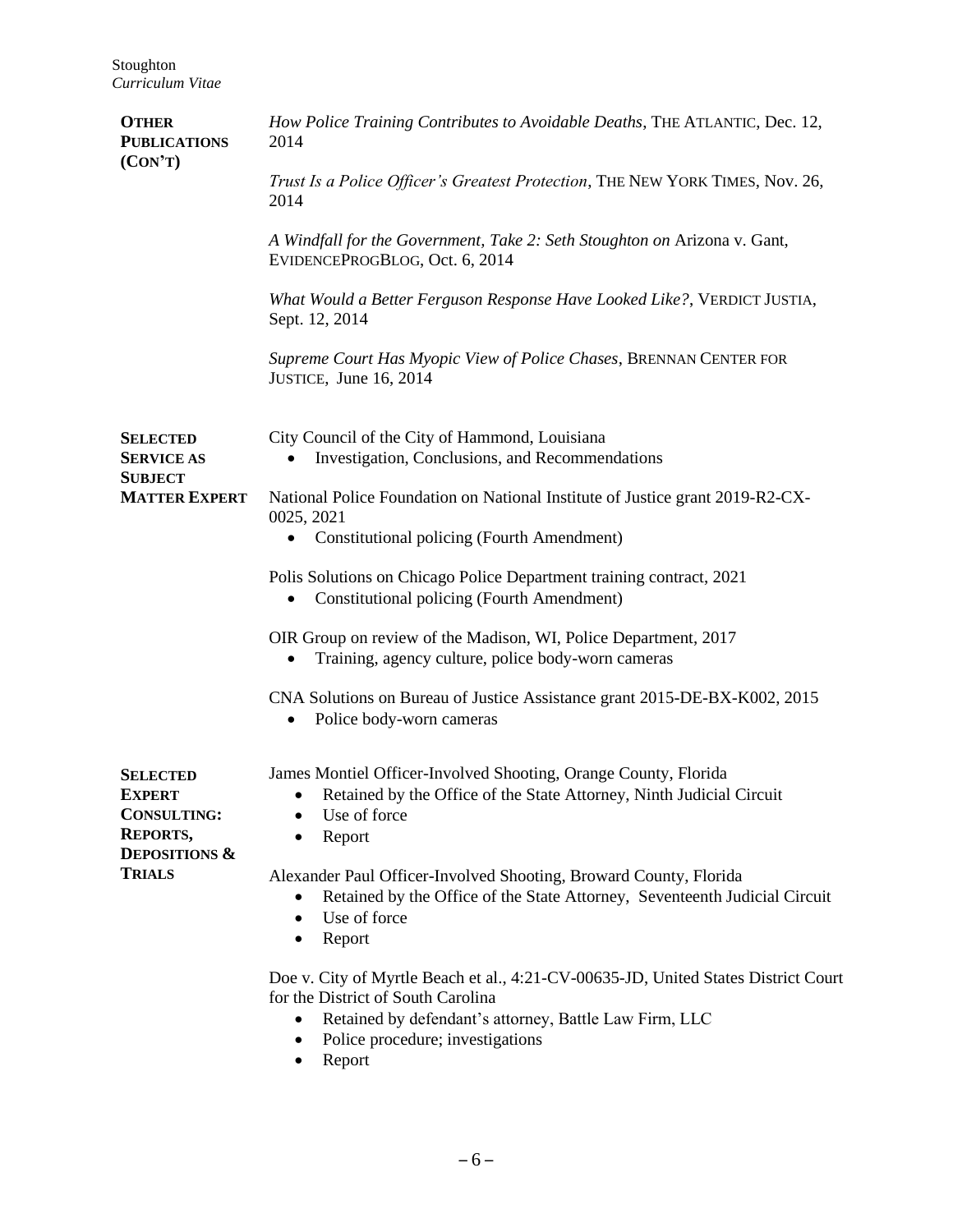**OTHER PUBLICATIONS (CON'T)**

*How Police Training Contributes to Avoidable Deaths*, THE ATLANTIC, Dec. 12, 2014

*Trust Is a Police Officer's Greatest Protection*, THE NEW YORK TIMES, Nov. 26, 2014

*A Windfall for the Government, Take 2: Seth Stoughton on* Arizona v. Gant, EVIDENCEPROGBLOG, Oct. 6, 2014

*What Would a Better Ferguson Response Have Looked Like?*, VERDICT JUSTIA, Sept. 12, 2014

*Supreme Court Has Myopic View of Police Chases*, BRENNAN CENTER FOR JUSTICE, June 16, 2014

**SELECTED SERVICE AS SUBJECT MATTER EXPERT**

City Council of the City of Hammond, Louisiana

- Investigation, Conclusions, and Recommendations

National Police Foundation on National Institute of Justice grant 2019-R2-CX-0025, 2021

- Constitutional policing (Fourth Amendment)

Polis Solutions on Chicago Police Department training contract, 2021

- Constitutional policing (Fourth Amendment)

OIR Group on review of the Madison, WI, Police Department, 2017

- Training, agency culture, police body-worn cameras

CNA Solutions on Bureau of Justice Assistance grant 2015-DE-BX-K002, 2015

- Police body-worn cameras

**SELECTED EXPERT CONSULTING: REPORTS, DEPOSITIONS & TRIALS**

James Montiel Officer-Involved Shooting, Orange County, Florida

- Retained by the Office of the State Attorney, Ninth Judicial Circuit
- Use of force
- Report

Alexander Paul Officer-Involved Shooting, Broward County, Florida

- Retained by the Office of the State Attorney, Seventeenth Judicial Circuit
- Use of force
- Report

Doe v. City of Myrtle Beach et al., 4:21-CV-00635-JD, United States District Court for the District of South Carolina

- Retained by defendant's attorney, Battle Law Firm, LLC
- Police procedure; investigations
- Report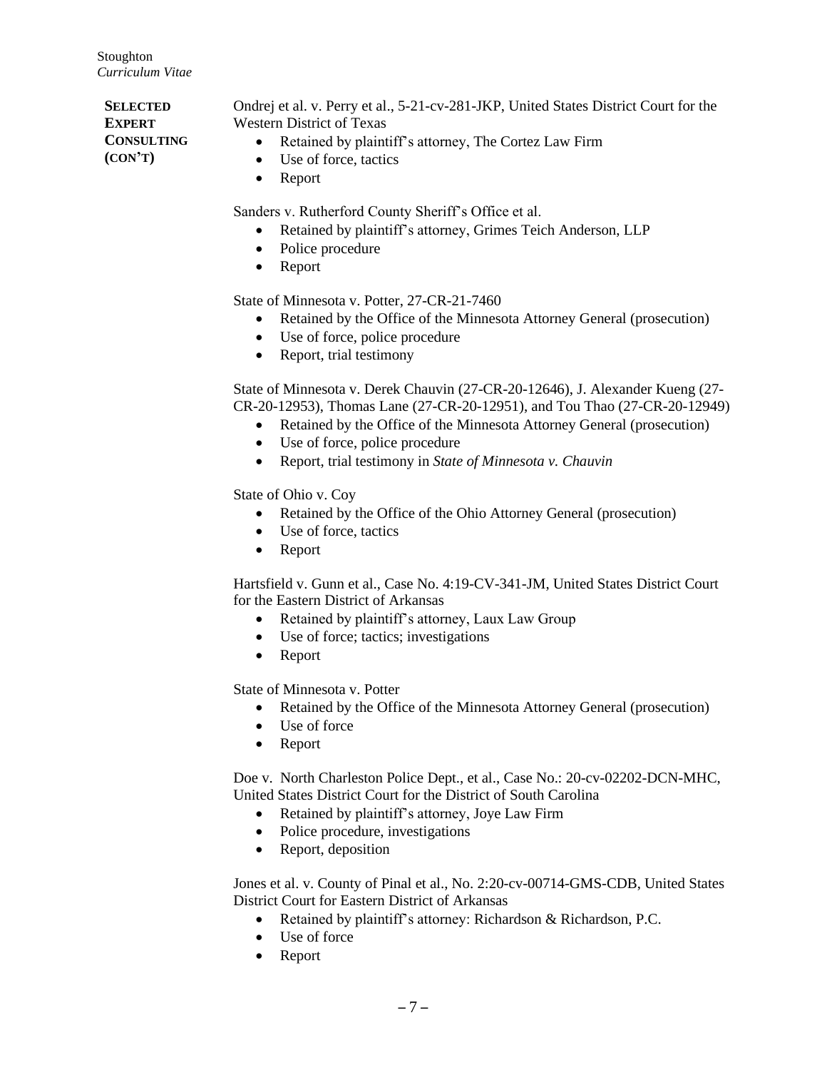**SELECTED EXPERT CONSULTING (CON'T)**

Ondrej et al. v. Perry et al., 5-21-cv-281-JKP, United States District Court for the Western District of Texas

- Retained by plaintiff's attorney, The Cortez Law Firm
- Use of force, tactics
- Report

Sanders v. Rutherford County Sheriff's Office et al.

- Retained by plaintiff's attorney, Grimes Teich Anderson, LLP
- Police procedure
- Report

State of Minnesota v. Potter, 27-CR-21-7460

- Retained by the Office of the Minnesota Attorney General (prosecution)
- Use of force, police procedure
- Report, trial testimony

State of Minnesota v. Derek Chauvin (27-CR-20-12646), J. Alexander Kueng (27-CR-20-12953), Thomas Lane (27-CR-20-12951), and Tou Thao (27-CR-20-12949)

- Retained by the Office of the Minnesota Attorney General (prosecution)
- Use of force, police procedure
- Report, trial testimony in *State of Minnesota v. Chauvin*

State of Ohio v. Coy

- Retained by the Office of the Ohio Attorney General (prosecution)
- Use of force, tactics
- Report

Hartsfield v. Gunn et al., Case No. 4:19-CV-341-JM, United States District Court for the Eastern District of Arkansas

- Retained by plaintiff's attorney, Laux Law Group
- Use of force; tactics; investigations
- Report

State of Minnesota v. Potter

- Retained by the Office of the Minnesota Attorney General (prosecution)
- Use of force
- Report

Doe v. North Charleston Police Dept., et al., Case No.: 20-cv-02202-DCN-MHC, United States District Court for the District of South Carolina

- Retained by plaintiff's attorney, Joye Law Firm
- Police procedure, investigations
- Report, deposition

Jones et al. v. County of Pinal et al., No. 2:20-cv-00714-GMS-CDB, United States District Court for Eastern District of Arkansas

- Retained by plaintiff's attorney: Richardson & Richardson, P.C.
- Use of force
- Report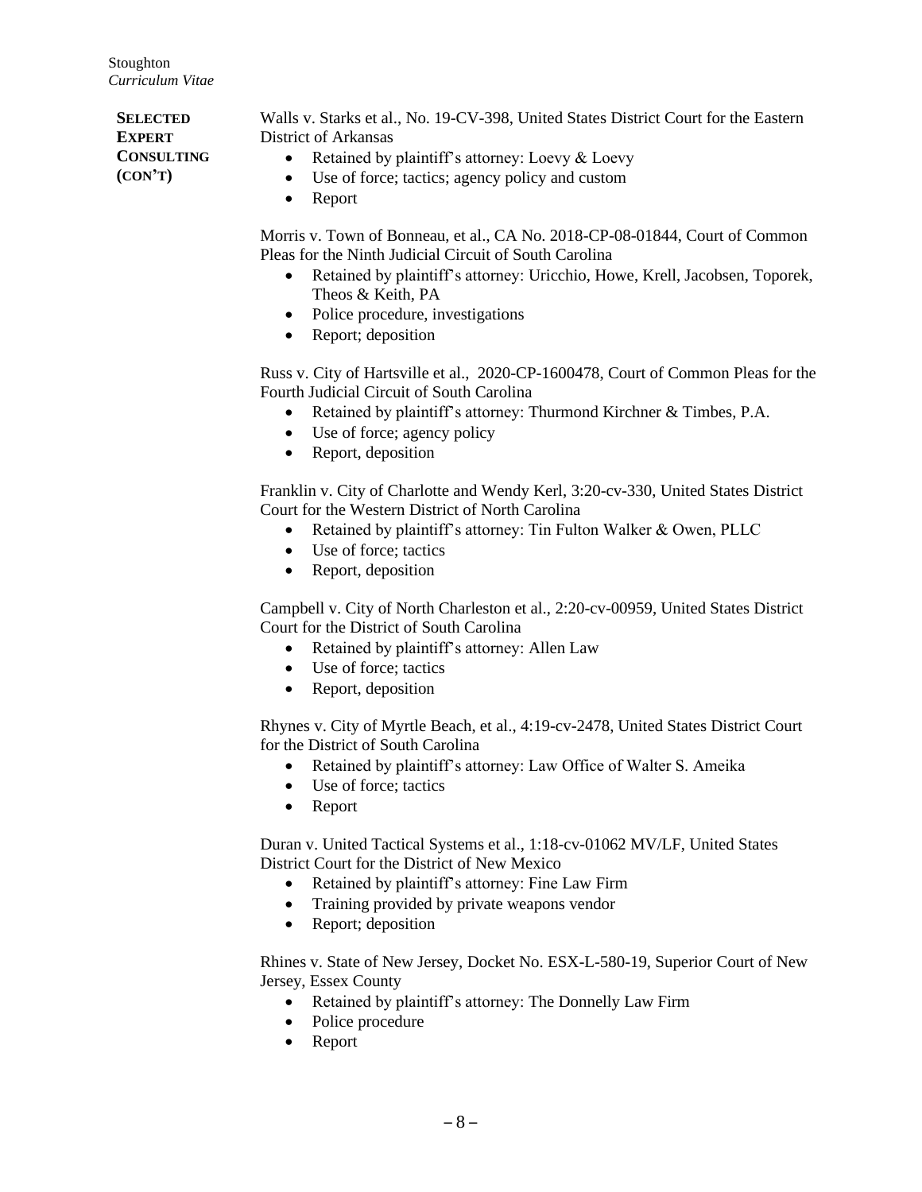**SELECTED EXPERT CONSULTING (CON'T)**

Walls v. Starks et al., No. 19-CV-398, United States District Court for the Eastern District of Arkansas

- Retained by plaintiff's attorney: Loevy & Loevy
- Use of force; tactics; agency policy and custom
- Report

Morris v. Town of Bonneau, et al., CA No. 2018-CP-08-01844, Court of Common Pleas for the Ninth Judicial Circuit of South Carolina

- Retained by plaintiff's attorney: Uricchio, Howe, Krell, Jacobsen, Toporek, Theos & Keith, PA
- Police procedure, investigations
- Report; deposition

Russ v. City of Hartsville et al., 2020-CP-1600478, Court of Common Pleas for the Fourth Judicial Circuit of South Carolina

- Retained by plaintiff's attorney: Thurmond Kirchner & Timbes, P.A.
- Use of force; agency policy
- Report, deposition

Franklin v. City of Charlotte and Wendy Kerl, 3:20-cv-330, United States District Court for the Western District of North Carolina

- Retained by plaintiff's attorney: Tin Fulton Walker & Owen, PLLC
- Use of force; tactics
- Report, deposition

Campbell v. City of North Charleston et al., 2:20-cv-00959, United States District Court for the District of South Carolina

- Retained by plaintiff's attorney: Allen Law
- Use of force; tactics
- Report, deposition

Rhynes v. City of Myrtle Beach, et al., 4:19-cv-2478, United States District Court for the District of South Carolina

- Retained by plaintiff's attorney: Law Office of Walter S. Ameika
- Use of force; tactics
- Report

Duran v. United Tactical Systems et al., 1:18-cv-01062 MV/LF, United States District Court for the District of New Mexico

- Retained by plaintiff's attorney: Fine Law Firm
- Training provided by private weapons vendor
- Report; deposition

Rhines v. State of New Jersey, Docket No. ESX-L-580-19, Superior Court of New Jersey, Essex County

- Retained by plaintiff's attorney: The Donnelly Law Firm
- Police procedure
- Report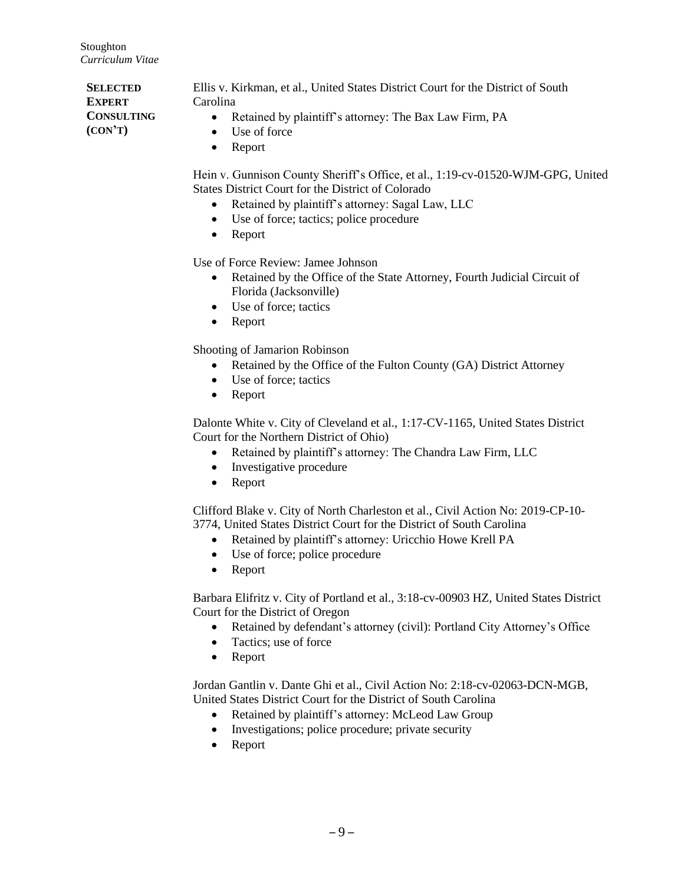**SELECTED EXPERT CONSULTING (CON'T)**

Ellis v. Kirkman, et al., United States District Court for the District of South Carolina

- Retained by plaintiff's attorney: The Bax Law Firm, PA
- Use of force
- Report

Hein v. Gunnison County Sheriff's Office, et al., 1:19-cv-01520-WJM-GPG, United States District Court for the District of Colorado

- Retained by plaintiff's attorney: Sagal Law, LLC
- Use of force; tactics; police procedure
- Report

Use of Force Review: Jamee Johnson

- Retained by the Office of the State Attorney, Fourth Judicial Circuit of Florida (Jacksonville)
- Use of force; tactics
- Report

Shooting of Jamarion Robinson

- Retained by the Office of the Fulton County (GA) District Attorney
- Use of force; tactics
- Report

Dalonte White v. City of Cleveland et al., 1:17-CV-1165, United States District Court for the Northern District of Ohio)

- Retained by plaintiff's attorney: The Chandra Law Firm, LLC
- Investigative procedure
- Report

Clifford Blake v. City of North Charleston et al., Civil Action No: 2019-CP-10-3774, United States District Court for the District of South Carolina

- Retained by plaintiff's attorney: Uricchio Howe Krell PA
- Use of force; police procedure
- Report

Barbara Elifritz v. City of Portland et al., 3:18-cv-00903 HZ, United States District Court for the District of Oregon

- Retained by defendant's attorney (civil): Portland City Attorney's Office
- Tactics; use of force
- Report

Jordan Gantlin v. Dante Ghi et al., Civil Action No: 2:18-cv-02063-DCN-MGB, United States District Court for the District of South Carolina

- Retained by plaintiff's attorney: McLeod Law Group
- Investigations; police procedure; private security
- Report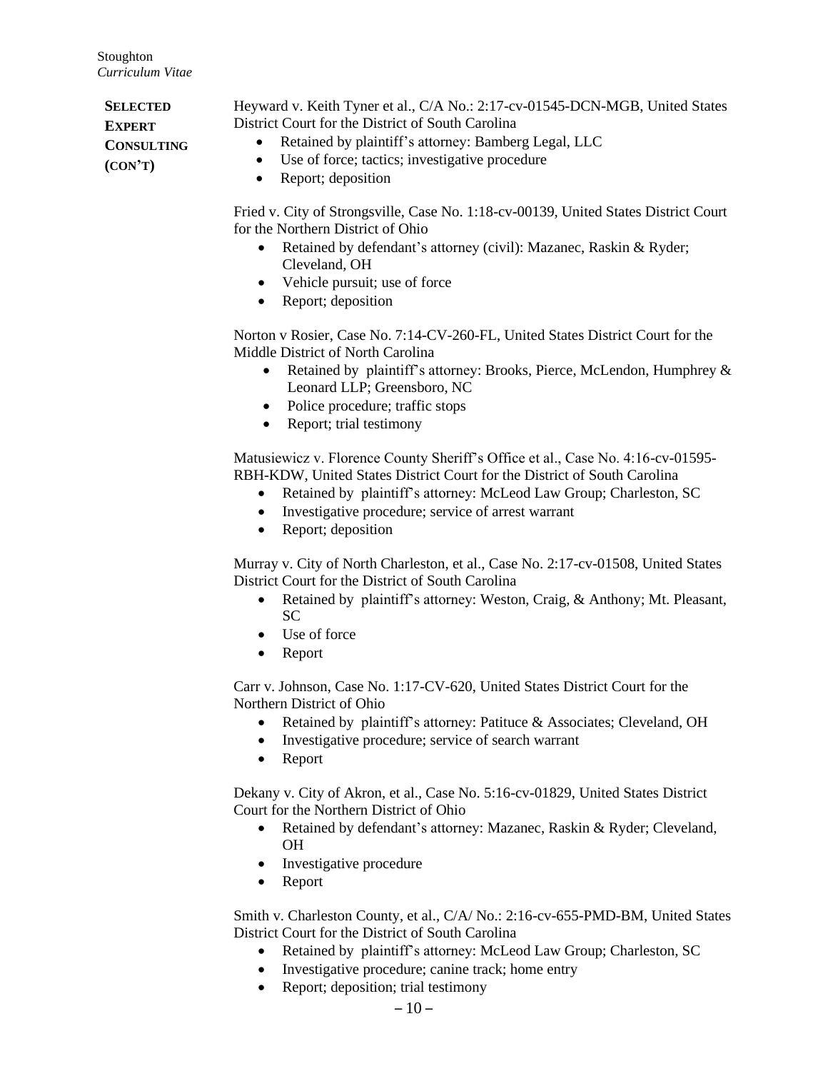**SELECTED EXPERT CONSULTING (CON'T)**

Heyward v. Keith Tyner et al., C/A No.: 2:17-cv-01545-DCN-MGB, United States District Court for the District of South Carolina

- Retained by plaintiff's attorney: Bamberg Legal, LLC
- Use of force; tactics; investigative procedure
- Report; deposition

Fried v. City of Strongsville, Case No. 1:18-cv-00139, United States District Court for the Northern District of Ohio

- Retained by defendant's attorney (civil): Mazanec, Raskin & Ryder; Cleveland, OH
- Vehicle pursuit; use of force
- Report; deposition

Norton v Rosier, Case No. 7:14-CV-260-FL, United States District Court for the Middle District of North Carolina

- Retained by plaintiff's attorney: Brooks, Pierce, McLendon, Humphrey & Leonard LLP; Greensboro, NC
- Police procedure; traffic stops
- Report; trial testimony

Matusiewicz v. Florence County Sheriff's Office et al., Case No. 4:16-cv-01595-RBH-KDW, United States District Court for the District of South Carolina

- Retained by plaintiff's attorney: McLeod Law Group; Charleston, SC
- Investigative procedure; service of arrest warrant
- Report; deposition

Murray v. City of North Charleston, et al., Case No. 2:17-cv-01508, United States District Court for the District of South Carolina

- Retained by plaintiff's attorney: Weston, Craig, & Anthony; Mt. Pleasant, SC
- Use of force
- Report

Carr v. Johnson, Case No. 1:17-CV-620, United States District Court for the Northern District of Ohio

- Retained by plaintiff's attorney: Patituce & Associates; Cleveland, OH
- Investigative procedure; service of search warrant
- Report

Dekany v. City of Akron, et al., Case No. 5:16-cv-01829, United States District Court for the Northern District of Ohio

- Retained by defendant's attorney: Mazanec, Raskin & Ryder; Cleveland, OH
- Investigative procedure
- Report

Smith v. Charleston County, et al., C/A/ No.: 2:16-cv-655-PMD-BM, United States District Court for the District of South Carolina

- Retained by plaintiff's attorney: McLeod Law Group; Charleston, SC
- Investigative procedure; canine track; home entry
- Report; deposition; trial testimony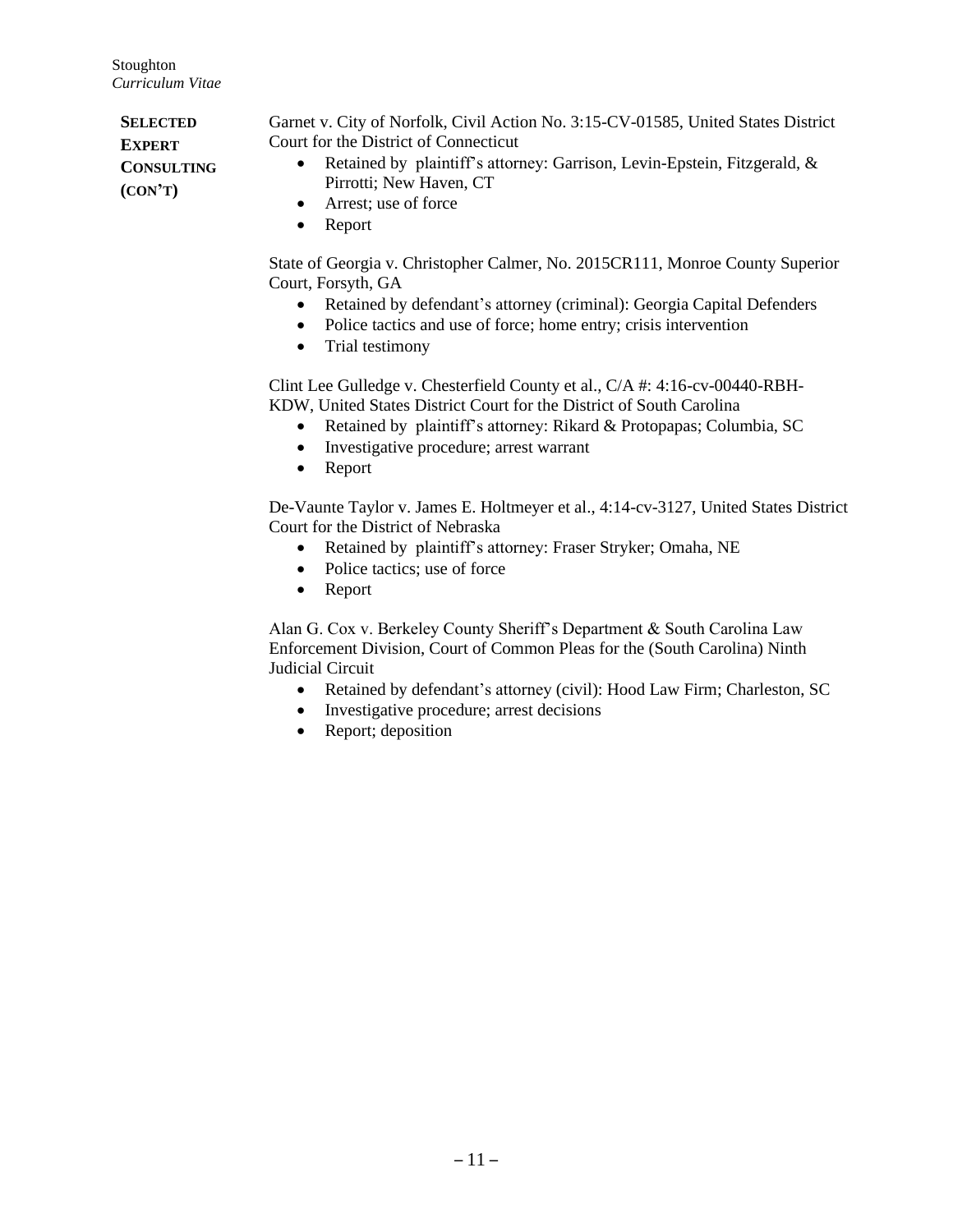**SELECTED EXPERT CONSULTING (CON'T)**

Garnet v. City of Norfolk, Civil Action No. 3:15-CV-01585, United States District Court for the District of Connecticut

- Retained by plaintiff's attorney: Garrison, Levin-Epstein, Fitzgerald, & Pirrotti; New Haven, CT
- Arrest; use of force
- Report

State of Georgia v. Christopher Calmer, No. 2015CR111, Monroe County Superior Court, Forsyth, GA

- Retained by defendant's attorney (criminal): Georgia Capital Defenders
- Police tactics and use of force; home entry; crisis intervention
- Trial testimony

Clint Lee Gulledge v. Chesterfield County et al., C/A #: 4:16-cv-00440-RBH-KDW, United States District Court for the District of South Carolina

- Retained by plaintiff's attorney: Rikard & Protopapas; Columbia, SC
- Investigative procedure; arrest warrant
- Report

De-Vaunte Taylor v. James E. Holtmeyer et al., 4:14-cv-3127, United States District Court for the District of Nebraska

- Retained by plaintiff's attorney: Fraser Stryker; Omaha, NE
- Police tactics; use of force
- Report

Alan G. Cox v. Berkeley County Sheriff's Department & South Carolina Law Enforcement Division, Court of Common Pleas for the (South Carolina) Ninth Judicial Circuit

- Retained by defendant's attorney (civil): Hood Law Firm; Charleston, SC
- Investigative procedure; arrest decisions
- Report; deposition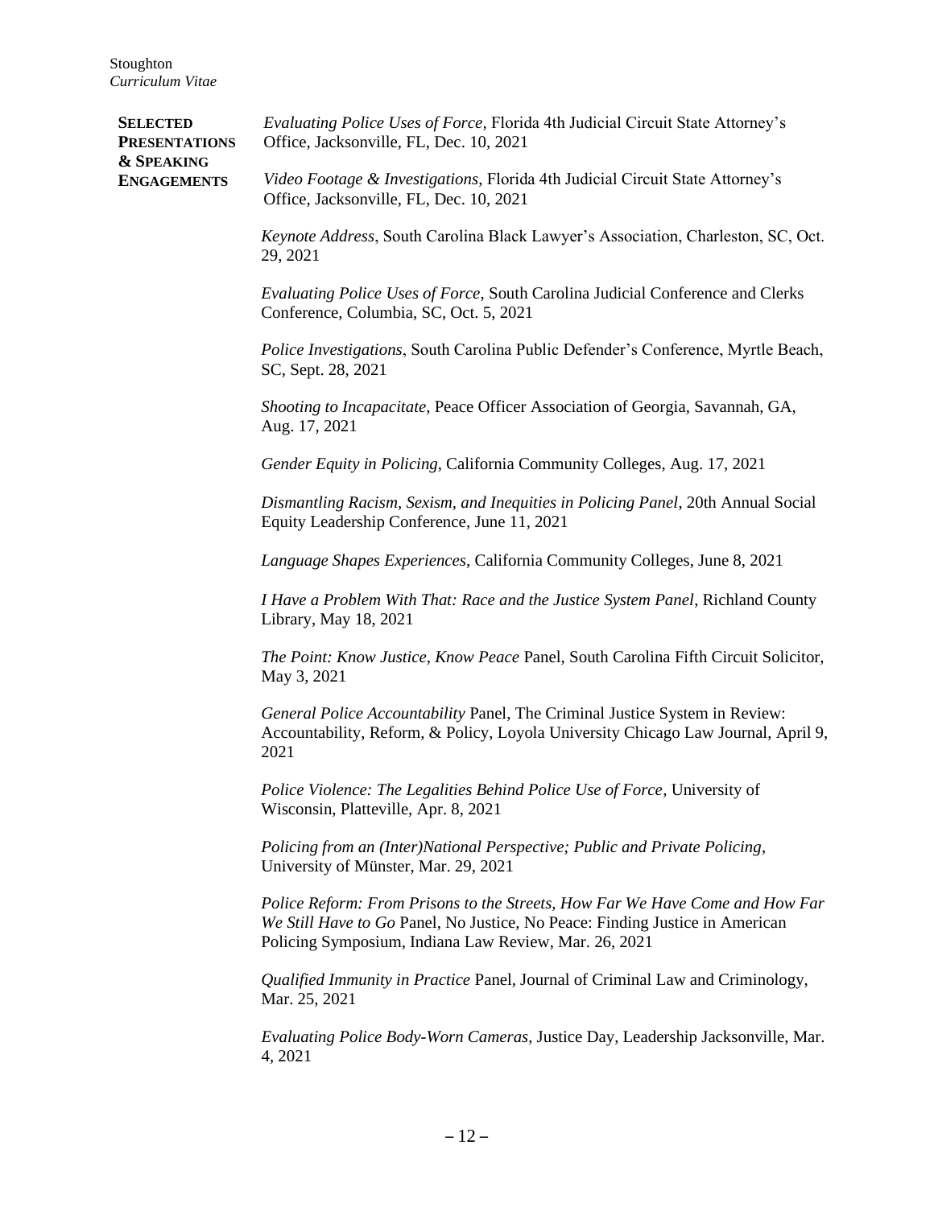**SELECTED PRESENTATIONS & SPEAKING ENGAGEMENTS**

*Evaluating Police Uses of Force*, Florida 4th Judicial Circuit State Attorney's Office, Jacksonville, FL, Dec. 10, 2021

*Video Footage & Investigations*, Florida 4th Judicial Circuit State Attorney's Office, Jacksonville, FL, Dec. 10, 2021

*Keynote Address*, South Carolina Black Lawyer's Association, Charleston, SC, Oct. 29, 2021

*Evaluating Police Uses of Force*, South Carolina Judicial Conference and Clerks Conference, Columbia, SC, Oct. 5, 2021

*Police Investigations*, South Carolina Public Defender's Conference, Myrtle Beach, SC, Sept. 28, 2021

*Shooting to Incapacitate*, Peace Officer Association of Georgia, Savannah, GA, Aug. 17, 2021

*Gender Equity in Policing*, California Community Colleges, Aug. 17, 2021

*Dismantling Racism, Sexism, and Inequities in Policing Panel*, 20th Annual Social Equity Leadership Conference, June 11, 2021

*Language Shapes Experiences*, California Community Colleges, June 8, 2021

*I Have a Problem With That: Race and the Justice System Panel*, Richland County Library, May 18, 2021

*The Point: Know Justice, Know Peace* Panel, South Carolina Fifth Circuit Solicitor, May 3, 2021

*General Police Accountability* Panel, The Criminal Justice System in Review: Accountability, Reform, & Policy, Loyola University Chicago Law Journal, April 9, 2021

*Police Violence: The Legalities Behind Police Use of Force*, University of Wisconsin, Platteville, Apr. 8, 2021

*Policing from an (Inter)National Perspective; Public and Private Policing*, University of Münster, Mar. 29, 2021

*Police Reform: From Prisons to the Streets, How Far We Have Come and How Far We Still Have to Go* Panel, No Justice, No Peace: Finding Justice in American Policing Symposium, Indiana Law Review, Mar. 26, 2021

*Qualified Immunity in Practice* Panel, Journal of Criminal Law and Criminology, Mar. 25, 2021

*Evaluating Police Body-Worn Cameras*, Justice Day, Leadership Jacksonville, Mar. 4, 2021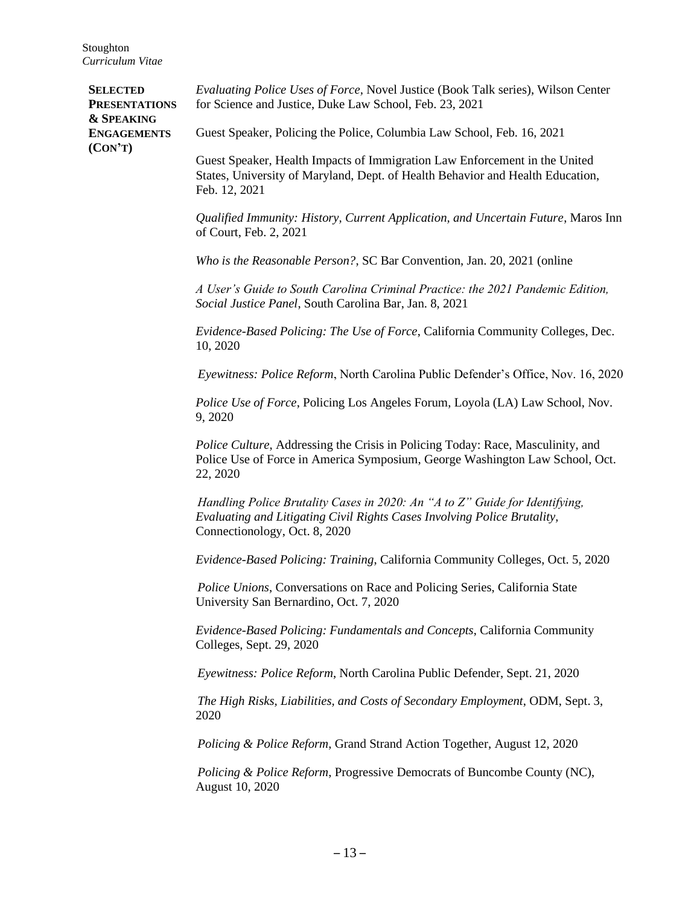**SELECTED PRESENTATIONS & SPEAKING ENGAGEMENTS (CON'T)**

*Evaluating Police Uses of Force*, Novel Justice (Book Talk series), Wilson Center for Science and Justice, Duke Law School, Feb. 23, 2021

Guest Speaker, Policing the Police, Columbia Law School, Feb. 16, 2021

Guest Speaker, Health Impacts of Immigration Law Enforcement in the United States, University of Maryland, Dept. of Health Behavior and Health Education, Feb. 12, 2021

*Qualified Immunity: History, Current Application, and Uncertain Future*, Maros Inn of Court, Feb. 2, 2021

*Who is the Reasonable Person?*, SC Bar Convention, Jan. 20, 2021 (online

*A User's Guide to South Carolina Criminal Practice: the 2021 Pandemic Edition, Social Justice Panel*, South Carolina Bar, Jan. 8, 2021

*Evidence-Based Policing: The Use of Force*, California Community Colleges, Dec. 10, 2020

*Eyewitness: Police Reform*, North Carolina Public Defender's Office, Nov. 16, 2020

*Police Use of Force*, Policing Los Angeles Forum, Loyola (LA) Law School, Nov. 9, 2020

*Police Culture*, Addressing the Crisis in Policing Today: Race, Masculinity, and Police Use of Force in America Symposium, George Washington Law School, Oct. 22, 2020

*Handling Police Brutality Cases in 2020: An "A to Z" Guide for Identifying, Evaluating and Litigating Civil Rights Cases Involving Police Brutality*, Connectionology, Oct. 8, 2020

*Evidence-Based Policing: Training*, California Community Colleges, Oct. 5, 2020

*Police Unions*, Conversations on Race and Policing Series, California State University San Bernardino, Oct. 7, 2020

*Evidence-Based Policing: Fundamentals and Concepts*, California Community Colleges, Sept. 29, 2020

*Eyewitness: Police Reform*, North Carolina Public Defender, Sept. 21, 2020

*The High Risks, Liabilities, and Costs of Secondary Employment*, ODM, Sept. 3, 2020

*Policing & Police Reform*, Grand Strand Action Together, August 12, 2020

*Policing & Police Reform*, Progressive Democrats of Buncombe County (NC), August 10, 2020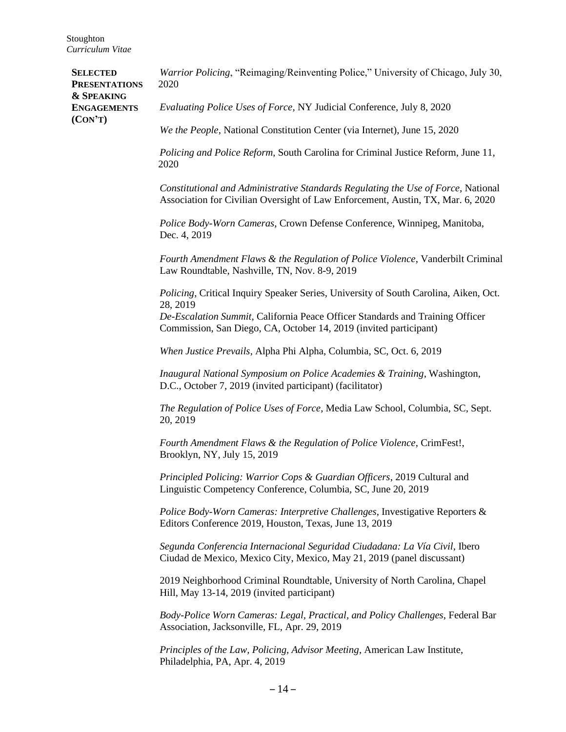**SELECTED PRESENTATIONS & SPEAKING ENGAGEMENTS (CON'T)**

*Warrior Policing*, "Reimaging/Reinventing Police," University of Chicago, July 30, 2020

*Evaluating Police Uses of Force*, NY Judicial Conference, July 8, 2020

*We the People*, National Constitution Center (via Internet), June 15, 2020

*Policing and Police Reform*, South Carolina for Criminal Justice Reform, June 11, 2020

*Constitutional and Administrative Standards Regulating the Use of Force*, National Association for Civilian Oversight of Law Enforcement, Austin, TX, Mar. 6, 2020

*Police Body-Worn Cameras*, Crown Defense Conference, Winnipeg, Manitoba, Dec. 4, 2019

*Fourth Amendment Flaws & the Regulation of Police Violence*, Vanderbilt Criminal Law Roundtable, Nashville, TN, Nov. 8-9, 2019

*Policing*, Critical Inquiry Speaker Series, University of South Carolina, Aiken, Oct. 28, 2019

*De-Escalation Summit*, California Peace Officer Standards and Training Officer Commission, San Diego, CA, October 14, 2019 (invited participant)

*When Justice Prevails*, Alpha Phi Alpha, Columbia, SC, Oct. 6, 2019

*Inaugural National Symposium on Police Academies & Training*, Washington, D.C., October 7, 2019 (invited participant) (facilitator)

*The Regulation of Police Uses of Force*, Media Law School, Columbia, SC, Sept. 20, 2019

*Fourth Amendment Flaws & the Regulation of Police Violence*, CrimFest!, Brooklyn, NY, July 15, 2019

*Principled Policing: Warrior Cops & Guardian Officers*, 2019 Cultural and Linguistic Competency Conference, Columbia, SC, June 20, 2019

*Police Body-Worn Cameras: Interpretive Challenges*, Investigative Reporters & Editors Conference 2019, Houston, Texas, June 13, 2019

*Segunda Conferencia Internacional Seguridad Ciudadana: La Vía Civil*, Ibero Ciudad de Mexico, Mexico City, Mexico, May 21, 2019 (panel discussant)

2019 Neighborhood Criminal Roundtable, University of North Carolina, Chapel Hill, May 13-14, 2019 (invited participant)

*Body-Police Worn Cameras: Legal, Practical, and Policy Challenges*, Federal Bar Association, Jacksonville, FL, Apr. 29, 2019

*Principles of the Law, Policing, Advisor Meeting*, American Law Institute, Philadelphia, PA, Apr. 4, 2019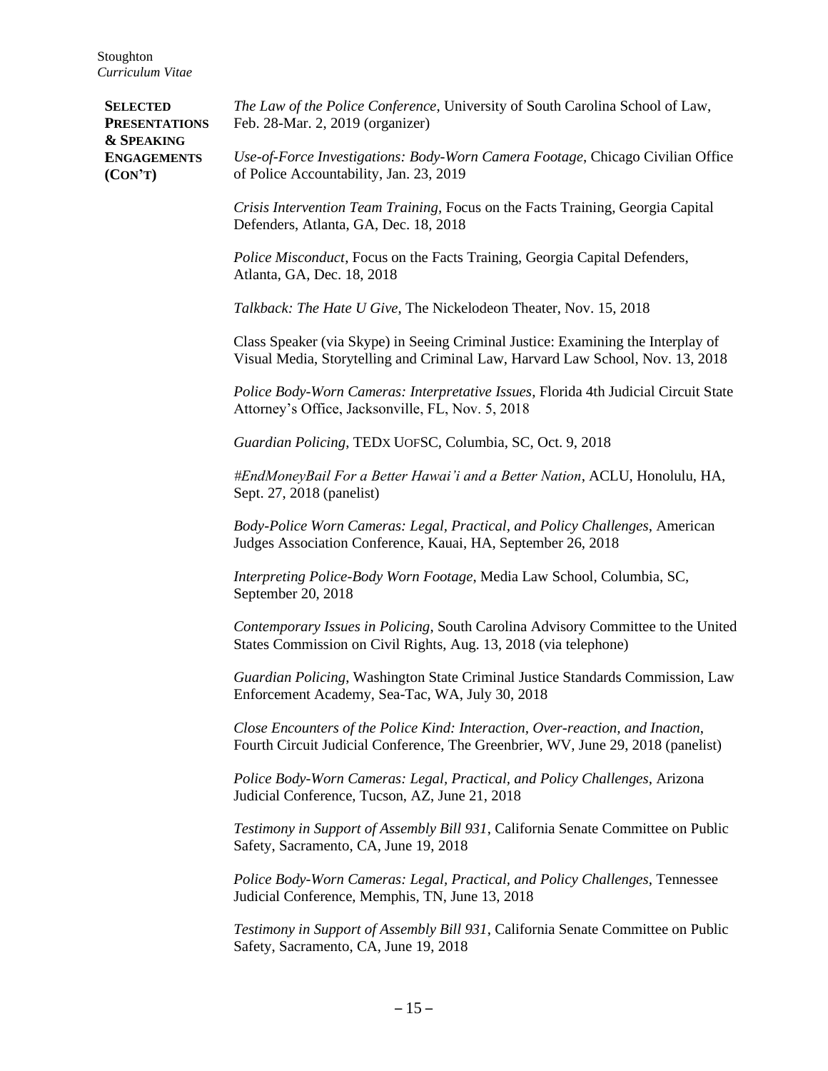## SELECTED PRESENTATIONS & SPEAKING ENGAGEMENTS (CON'T)

*The Law of the Police Conference*, University of South Carolina School of Law, Feb. 28-Mar. 2, 2019 (organizer)

*Use-of-Force Investigations: Body-Worn Camera Footage*, Chicago Civilian Office of Police Accountability, Jan. 23, 2019

*Crisis Intervention Team Training*, Focus on the Facts Training, Georgia Capital Defenders, Atlanta, GA, Dec. 18, 2018

*Police Misconduct*, Focus on the Facts Training, Georgia Capital Defenders, Atlanta, GA, Dec. 18, 2018

*Talkback: The Hate U Give*, The Nickelodeon Theater, Nov. 15, 2018

Class Speaker (via Skype) in Seeing Criminal Justice: Examining the Interplay of Visual Media, Storytelling and Criminal Law, Harvard Law School, Nov. 13, 2018

*Police Body-Worn Cameras: Interpretative Issues*, Florida 4th Judicial Circuit State Attorney's Office, Jacksonville, FL, Nov. 5, 2018

*Guardian Policing*, TEDx UofSC, Columbia, SC, Oct. 9, 2018

*#EndMoneyBail For a Better Hawai'i and a Better Nation*, ACLU, Honolulu, HA, Sept. 27, 2018 (panelist)

*Body-Police Worn Cameras: Legal, Practical, and Policy Challenges*, American Judges Association Conference, Kauai, HA, September 26, 2018

*Interpreting Police-Body Worn Footage*, Media Law School, Columbia, SC, September 20, 2018

*Contemporary Issues in Policing*, South Carolina Advisory Committee to the United States Commission on Civil Rights, Aug. 13, 2018 (via telephone)

*Guardian Policing*, Washington State Criminal Justice Standards Commission, Law Enforcement Academy, Sea-Tac, WA, July 30, 2018

*Close Encounters of the Police Kind: Interaction, Over-reaction, and Inaction*, Fourth Circuit Judicial Conference, The Greenbrier, WV, June 29, 2018 (panelist)

*Police Body-Worn Cameras: Legal, Practical, and Policy Challenges*, Arizona Judicial Conference, Tucson, AZ, June 21, 2018

*Testimony in Support of Assembly Bill 931*, California Senate Committee on Public Safety, Sacramento, CA, June 19, 2018

*Police Body-Worn Cameras: Legal, Practical, and Policy Challenges*, Tennessee Judicial Conference, Memphis, TN, June 13, 2018

*Testimony in Support of Assembly Bill 931*, California Senate Committee on Public Safety, Sacramento, CA, June 19, 2018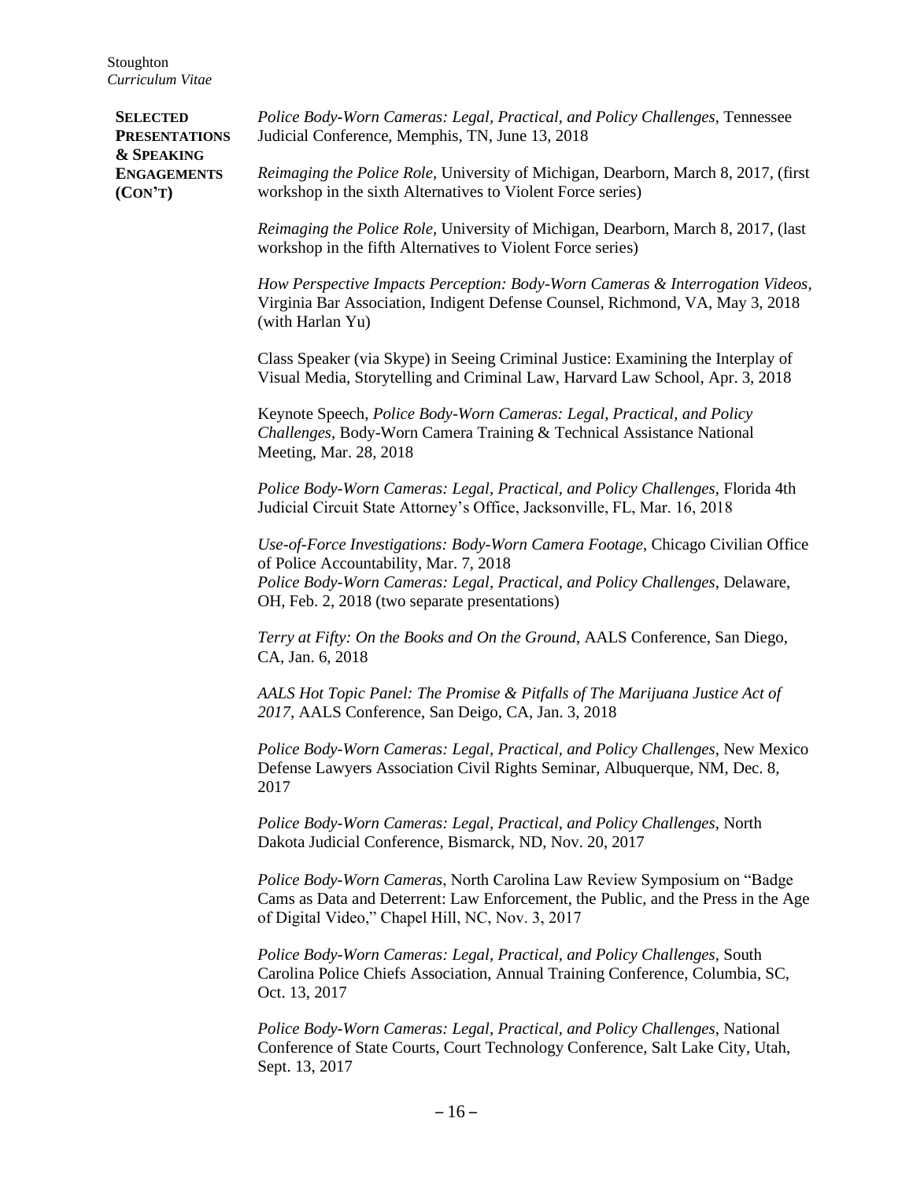**SELECTED PRESENTATIONS & SPEAKING ENGAGEMENTS (CON'T)**

*Police Body-Worn Cameras: Legal, Practical, and Policy Challenges*, Tennessee Judicial Conference, Memphis, TN, June 13, 2018

*Reimaging the Police Role*, University of Michigan, Dearborn, March 8, 2017, (first workshop in the sixth Alternatives to Violent Force series)

*Reimaging the Police Role*, University of Michigan, Dearborn, March 8, 2017, (last workshop in the fifth Alternatives to Violent Force series)

*How Perspective Impacts Perception: Body-Worn Cameras & Interrogation Videos*, Virginia Bar Association, Indigent Defense Counsel, Richmond, VA, May 3, 2018 (with Harlan Yu)

Class Speaker (via Skype) in Seeing Criminal Justice: Examining the Interplay of Visual Media, Storytelling and Criminal Law, Harvard Law School, Apr. 3, 2018

Keynote Speech, *Police Body-Worn Cameras: Legal, Practical, and Policy Challenges*, Body-Worn Camera Training & Technical Assistance National Meeting, Mar. 28, 2018

*Police Body-Worn Cameras: Legal, Practical, and Policy Challenges*, Florida 4th Judicial Circuit State Attorney's Office, Jacksonville, FL, Mar. 16, 2018

*Use-of-Force Investigations: Body-Worn Camera Footage*, Chicago Civilian Office of Police Accountability, Mar. 7, 2018

*Police Body-Worn Cameras: Legal, Practical, and Policy Challenges*, Delaware, OH, Feb. 2, 2018 (two separate presentations)

*Terry at Fifty: On the Books and On the Ground*, AALS Conference, San Diego, CA, Jan. 6, 2018

*AALS Hot Topic Panel: The Promise & Pitfalls of The Marijuana Justice Act of 2017*, AALS Conference, San Deigo, CA, Jan. 3, 2018

*Police Body-Worn Cameras: Legal, Practical, and Policy Challenges*, New Mexico Defense Lawyers Association Civil Rights Seminar, Albuquerque, NM, Dec. 8, 2017

*Police Body-Worn Cameras: Legal, Practical, and Policy Challenges*, North Dakota Judicial Conference, Bismarck, ND, Nov. 20, 2017

*Police Body-Worn Cameras*, North Carolina Law Review Symposium on "Badge Cams as Data and Deterrent: Law Enforcement, the Public, and the Press in the Age of Digital Video," Chapel Hill, NC, Nov. 3, 2017

*Police Body-Worn Cameras: Legal, Practical, and Policy Challenges*, South Carolina Police Chiefs Association, Annual Training Conference, Columbia, SC, Oct. 13, 2017

*Police Body-Worn Cameras: Legal, Practical, and Policy Challenges*, National Conference of State Courts, Court Technology Conference, Salt Lake City, Utah, Sept. 13, 2017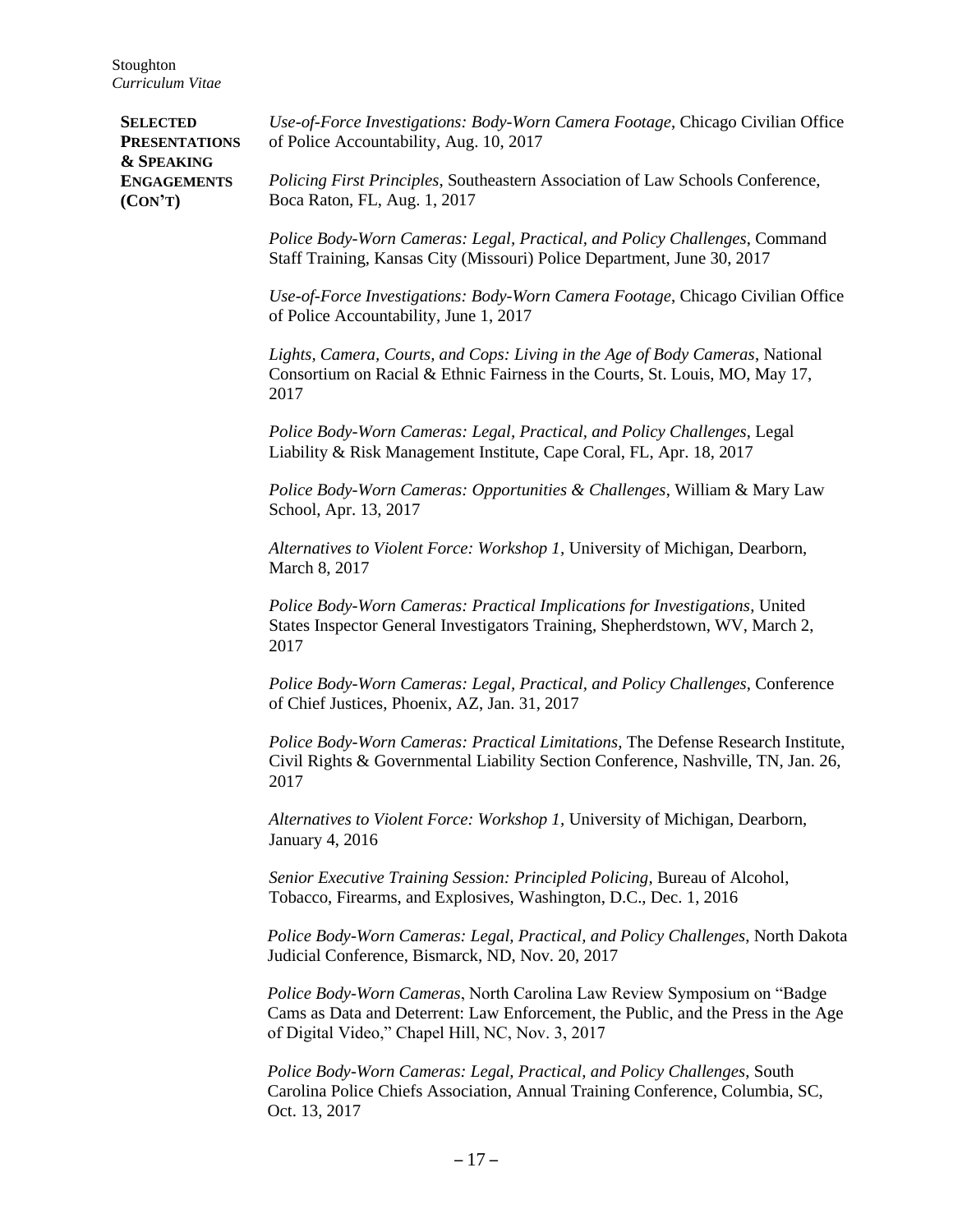**SELECTED PRESENTATIONS & SPEAKING ENGAGEMENTS (CON'T)**

*Use-of-Force Investigations: Body-Worn Camera Footage*, Chicago Civilian Office of Police Accountability, Aug. 10, 2017

*Policing First Principles*, Southeastern Association of Law Schools Conference, Boca Raton, FL, Aug. 1, 2017

*Police Body-Worn Cameras: Legal, Practical, and Policy Challenges*, Command Staff Training, Kansas City (Missouri) Police Department, June 30, 2017

*Use-of-Force Investigations: Body-Worn Camera Footage*, Chicago Civilian Office of Police Accountability, June 1, 2017

*Lights, Camera, Courts, and Cops: Living in the Age of Body Cameras*, National Consortium on Racial & Ethnic Fairness in the Courts, St. Louis, MO, May 17, 2017

*Police Body-Worn Cameras: Legal, Practical, and Policy Challenges*, Legal Liability & Risk Management Institute, Cape Coral, FL, Apr. 18, 2017

*Police Body-Worn Cameras: Opportunities & Challenges*, William & Mary Law School, Apr. 13, 2017

*Alternatives to Violent Force: Workshop 1*, University of Michigan, Dearborn, March 8, 2017

*Police Body-Worn Cameras: Practical Implications for Investigations*, United States Inspector General Investigators Training, Shepherdstown, WV, March 2, 2017

*Police Body-Worn Cameras: Legal, Practical, and Policy Challenges*, Conference of Chief Justices, Phoenix, AZ, Jan. 31, 2017

*Police Body-Worn Cameras: Practical Limitations*, The Defense Research Institute, Civil Rights & Governmental Liability Section Conference, Nashville, TN, Jan. 26, 2017

*Alternatives to Violent Force: Workshop 1*, University of Michigan, Dearborn, January 4, 2016

*Senior Executive Training Session: Principled Policing*, Bureau of Alcohol, Tobacco, Firearms, and Explosives, Washington, D.C., Dec. 1, 2016

*Police Body-Worn Cameras: Legal, Practical, and Policy Challenges*, North Dakota Judicial Conference, Bismarck, ND, Nov. 20, 2017

*Police Body-Worn Cameras*, North Carolina Law Review Symposium on "Badge Cams as Data and Deterrent: Law Enforcement, the Public, and the Press in the Age of Digital Video," Chapel Hill, NC, Nov. 3, 2017

*Police Body-Worn Cameras: Legal, Practical, and Policy Challenges*, South Carolina Police Chiefs Association, Annual Training Conference, Columbia, SC, Oct. 13, 2017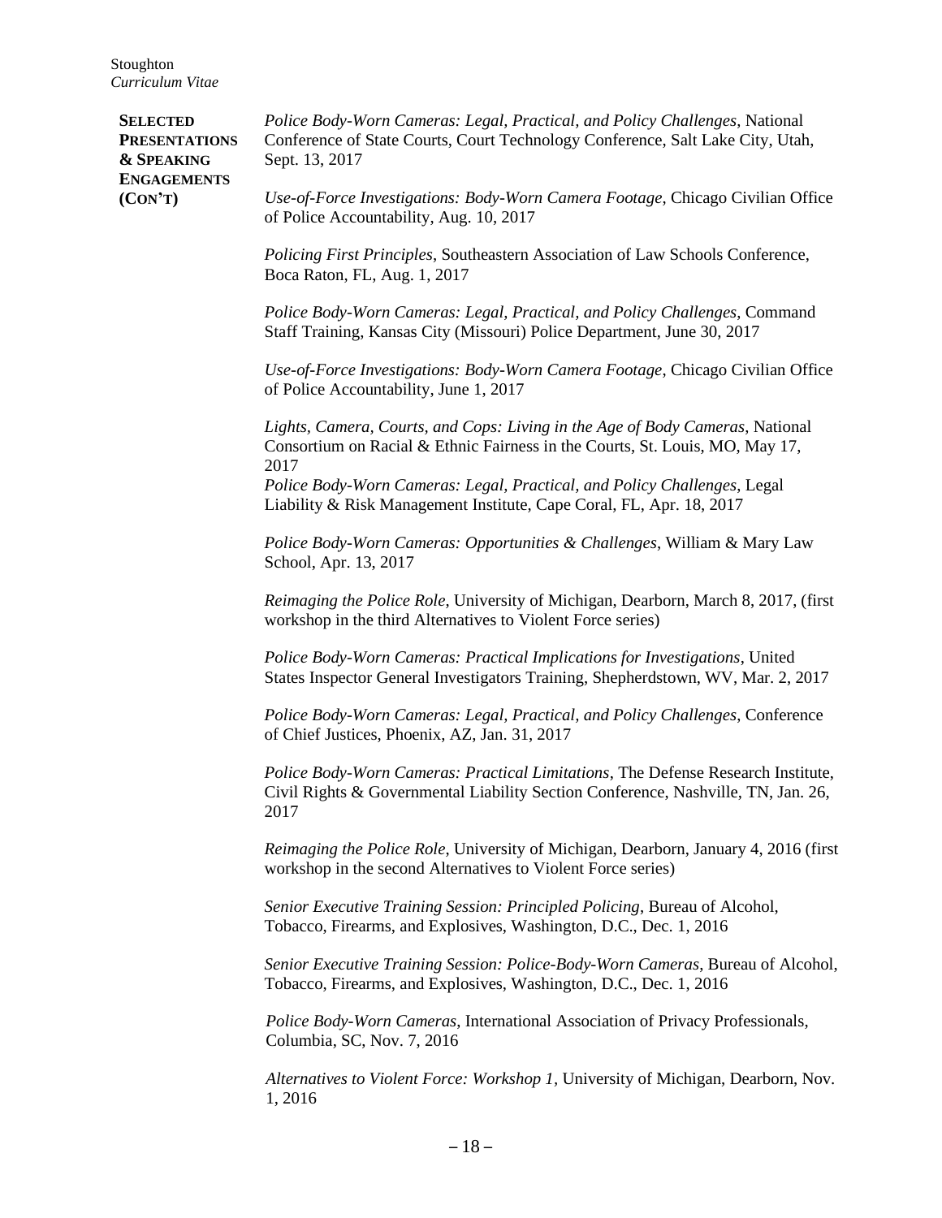**SELECTED PRESENTATIONS & SPEAKING ENGAGEMENTS (CON'T)**

*Police Body-Worn Cameras: Legal, Practical, and Policy Challenges*, National Conference of State Courts, Court Technology Conference, Salt Lake City, Utah, Sept. 13, 2017

*Use-of-Force Investigations: Body-Worn Camera Footage*, Chicago Civilian Office of Police Accountability, Aug. 10, 2017

*Policing First Principles*, Southeastern Association of Law Schools Conference, Boca Raton, FL, Aug. 1, 2017

*Police Body-Worn Cameras: Legal, Practical, and Policy Challenges*, Command Staff Training, Kansas City (Missouri) Police Department, June 30, 2017

*Use-of-Force Investigations: Body-Worn Camera Footage*, Chicago Civilian Office of Police Accountability, June 1, 2017

*Lights, Camera, Courts, and Cops: Living in the Age of Body Cameras*, National Consortium on Racial & Ethnic Fairness in the Courts, St. Louis, MO, May 17, 2017

*Police Body-Worn Cameras: Legal, Practical, and Policy Challenges*, Legal Liability & Risk Management Institute, Cape Coral, FL, Apr. 18, 2017

*Police Body-Worn Cameras: Opportunities & Challenges*, William & Mary Law School, Apr. 13, 2017

*Reimaging the Police Role*, University of Michigan, Dearborn, March 8, 2017, (first workshop in the third Alternatives to Violent Force series)

*Police Body-Worn Cameras: Practical Implications for Investigations*, United States Inspector General Investigators Training, Shepherdstown, WV, Mar. 2, 2017

*Police Body-Worn Cameras: Legal, Practical, and Policy Challenges*, Conference of Chief Justices, Phoenix, AZ, Jan. 31, 2017

*Police Body-Worn Cameras: Practical Limitations*, The Defense Research Institute, Civil Rights & Governmental Liability Section Conference, Nashville, TN, Jan. 26, 2017

*Reimaging the Police Role*, University of Michigan, Dearborn, January 4, 2016 (first workshop in the second Alternatives to Violent Force series)

*Senior Executive Training Session: Principled Policing*, Bureau of Alcohol, Tobacco, Firearms, and Explosives, Washington, D.C., Dec. 1, 2016

*Senior Executive Training Session: Police-Body-Worn Cameras*, Bureau of Alcohol, Tobacco, Firearms, and Explosives, Washington, D.C., Dec. 1, 2016

*Police Body-Worn Cameras*, International Association of Privacy Professionals, Columbia, SC, Nov. 7, 2016

*Alternatives to Violent Force: Workshop 1*, University of Michigan, Dearborn, Nov. 1, 2016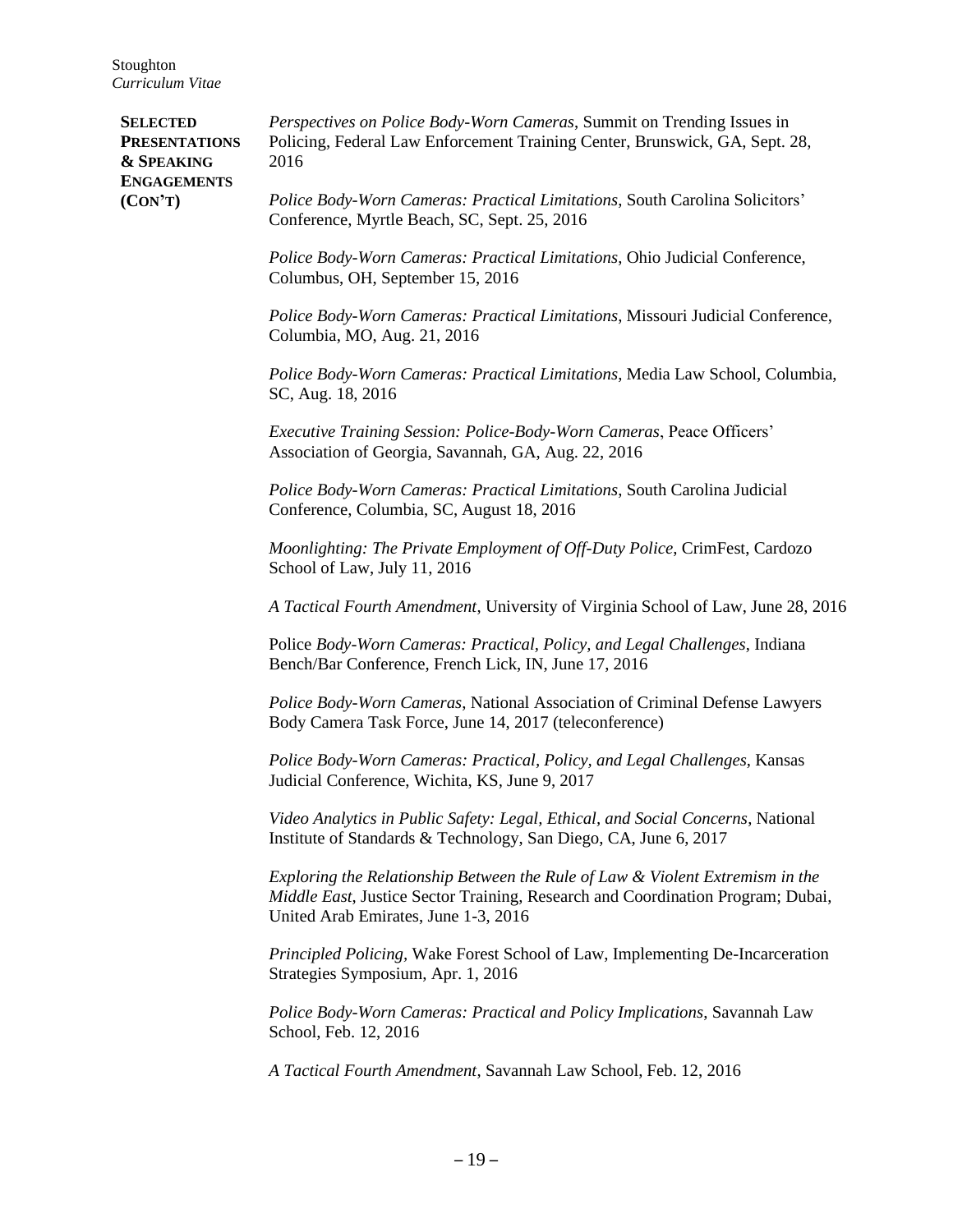**SELECTED PRESENTATIONS & SPEAKING ENGAGEMENTS (CON'T)**

*Perspectives on Police Body-Worn Cameras*, Summit on Trending Issues in Policing, Federal Law Enforcement Training Center, Brunswick, GA, Sept. 28, 2016

*Police Body-Worn Cameras: Practical Limitations*, South Carolina Solicitors' Conference, Myrtle Beach, SC, Sept. 25, 2016

*Police Body-Worn Cameras: Practical Limitations*, Ohio Judicial Conference, Columbus, OH, September 15, 2016

*Police Body-Worn Cameras: Practical Limitations*, Missouri Judicial Conference, Columbia, MO, Aug. 21, 2016

*Police Body-Worn Cameras: Practical Limitations*, Media Law School, Columbia, SC, Aug. 18, 2016

*Executive Training Session: Police-Body-Worn Cameras*, Peace Officers' Association of Georgia, Savannah, GA, Aug. 22, 2016

*Police Body-Worn Cameras: Practical Limitations*, South Carolina Judicial Conference, Columbia, SC, August 18, 2016

*Moonlighting: The Private Employment of Off-Duty Police*, CrimFest, Cardozo School of Law, July 11, 2016

*A Tactical Fourth Amendment*, University of Virginia School of Law, June 28, 2016

Police *Body-Worn Cameras: Practical, Policy, and Legal Challenges*, Indiana Bench/Bar Conference, French Lick, IN, June 17, 2016

*Police Body-Worn Cameras*, National Association of Criminal Defense Lawyers Body Camera Task Force, June 14, 2017 (teleconference)

*Police Body-Worn Cameras: Practical, Policy, and Legal Challenges*, Kansas Judicial Conference, Wichita, KS, June 9, 2017

*Video Analytics in Public Safety: Legal, Ethical, and Social Concerns*, National Institute of Standards & Technology, San Diego, CA, June 6, 2017

*Exploring the Relationship Between the Rule of Law & Violent Extremism in the Middle East*, Justice Sector Training, Research and Coordination Program; Dubai, United Arab Emirates, June 1-3, 2016

*Principled Policing*, Wake Forest School of Law, Implementing De-Incarceration Strategies Symposium, Apr. 1, 2016

*Police Body-Worn Cameras: Practical and Policy Implications*, Savannah Law School, Feb. 12, 2016

*A Tactical Fourth Amendment*, Savannah Law School, Feb. 12, 2016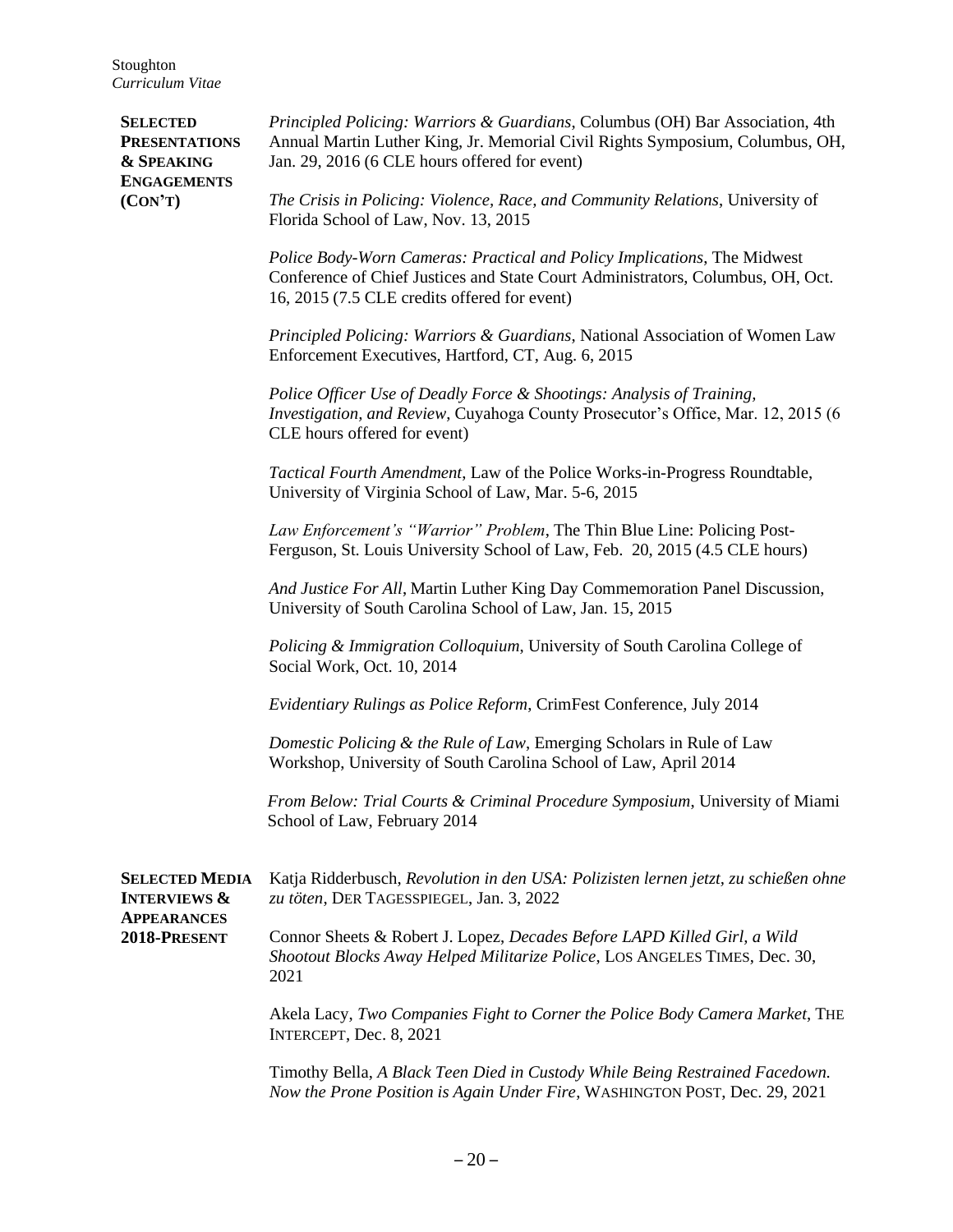**SELECTED PRESENTATIONS & SPEAKING ENGAGEMENTS (CON'T)**

*Principled Policing: Warriors & Guardians*, Columbus (OH) Bar Association, 4th Annual Martin Luther King, Jr. Memorial Civil Rights Symposium, Columbus, OH, Jan. 29, 2016 (6 CLE hours offered for event)

*The Crisis in Policing: Violence, Race, and Community Relations*, University of Florida School of Law, Nov. 13, 2015

*Police Body-Worn Cameras: Practical and Policy Implications*, The Midwest Conference of Chief Justices and State Court Administrators, Columbus, OH, Oct. 16, 2015 (7.5 CLE credits offered for event)

*Principled Policing: Warriors & Guardians*, National Association of Women Law Enforcement Executives, Hartford, CT, Aug. 6, 2015

*Police Officer Use of Deadly Force & Shootings: Analysis of Training, Investigation, and Review*, Cuyahoga County Prosecutor's Office, Mar. 12, 2015 (6 CLE hours offered for event)

*Tactical Fourth Amendment*, Law of the Police Works-in-Progress Roundtable, University of Virginia School of Law, Mar. 5-6, 2015

*Law Enforcement's "Warrior" Problem*, The Thin Blue Line: Policing Post-Ferguson, St. Louis University School of Law, Feb. 20, 2015 (4.5 CLE hours)

*And Justice For All*, Martin Luther King Day Commemoration Panel Discussion, University of South Carolina School of Law, Jan. 15, 2015

*Policing & Immigration Colloquium*, University of South Carolina College of Social Work, Oct. 10, 2014

*Evidentiary Rulings as Police Reform*, CrimFest Conference, July 2014

*Domestic Policing & the Rule of Law*, Emerging Scholars in Rule of Law Workshop, University of South Carolina School of Law, April 2014

*From Below: Trial Courts & Criminal Procedure Symposium*, University of Miami School of Law, February 2014

**SELECTED MEDIA INTERVIEWS & APPEARANCES 2018-PRESENT**

Katja Ridderbusch, *Revolution in den USA: Polizisten lernen jetzt, zu schießen ohne zu töten*, DER TAGESSPIEGEL, Jan. 3, 2022

Connor Sheets & Robert J. Lopez, *Decades Before LAPD Killed Girl, a Wild Shootout Blocks Away Helped Militarize Police*, LOS ANGELES TIMES, Dec. 30, 2021

Akela Lacy, *Two Companies Fight to Corner the Police Body Camera Market*, THE INTERCEPT, Dec. 8, 2021

Timothy Bella, *A Black Teen Died in Custody While Being Restrained Facedown. Now the Prone Position is Again Under Fire*, WASHINGTON POST, Dec. 29, 2021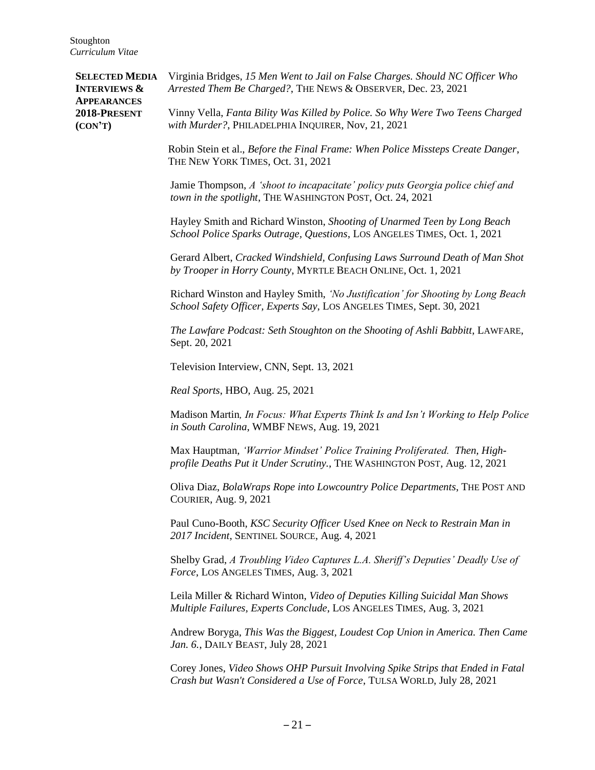**SELECTED MEDIA INTERVIEWS & APPEARANCES 2018-PRESENT (CON'T)**

Virginia Bridges, *15 Men Went to Jail on False Charges. Should NC Officer Who Arrested Them Be Charged?*, THE NEWS & OBSERVER, Dec. 23, 2021

Vinny Vella, *Fanta Bility Was Killed by Police. So Why Were Two Teens Charged with Murder?*, PHILADELPHIA INQUIRER, Nov, 21, 2021

Robin Stein et al., *Before the Final Frame: When Police Missteps Create Danger*, THE NEW YORK TIMES, Oct. 31, 2021

Jamie Thompson, *A 'shoot to incapacitate' policy puts Georgia police chief and town in the spotlight*, THE WASHINGTON POST, Oct. 24, 2021

Hayley Smith and Richard Winston, *Shooting of Unarmed Teen by Long Beach School Police Sparks Outrage, Questions*, LOS ANGELES TIMES, Oct. 1, 2021

Gerard Albert, *Cracked Windshield, Confusing Laws Surround Death of Man Shot by Trooper in Horry County*, MYRTLE BEACH ONLINE, Oct. 1, 2021

Richard Winston and Hayley Smith, *'No Justification' for Shooting by Long Beach School Safety Officer, Experts Say*, LOS ANGELES TIMES, Sept. 30, 2021

*The Lawfare Podcast: Seth Stoughton on the Shooting of Ashli Babbitt*, LAWFARE, Sept. 20, 2021

Television Interview, CNN, Sept. 13, 2021

*Real Sports*, HBO, Aug. 25, 2021

Madison Martin, *In Focus: What Experts Think Is and Isn't Working to Help Police in South Carolina*, WMBF NEWS, Aug. 19, 2021

Max Hauptman, *'Warrior Mindset' Police Training Proliferated. Then, High-profile Deaths Put it Under Scrutiny.*, THE WASHINGTON POST, Aug. 12, 2021

Oliva Diaz, *BolaWraps Rope into Lowcountry Police Departments*, THE POST AND COURIER, Aug. 9, 2021

Paul Cuno-Booth, *KSC Security Officer Used Knee on Neck to Restrain Man in 2017 Incident*, SENTINEL SOURCE, Aug. 4, 2021

Shelby Grad, *A Troubling Video Captures L.A. Sheriff's Deputies' Deadly Use of Force*, LOS ANGELES TIMES, Aug. 3, 2021

Leila Miller & Richard Winton, *Video of Deputies Killing Suicidal Man Shows Multiple Failures, Experts Conclude*, LOS ANGELES TIMES, Aug. 3, 2021

Andrew Boryga, *This Was the Biggest, Loudest Cop Union in America. Then Came Jan. 6.*, DAILY BEAST, July 28, 2021

Corey Jones, *Video Shows OHP Pursuit Involving Spike Strips that Ended in Fatal Crash but Wasn't Considered a Use of Force*, TULSA WORLD, July 28, 2021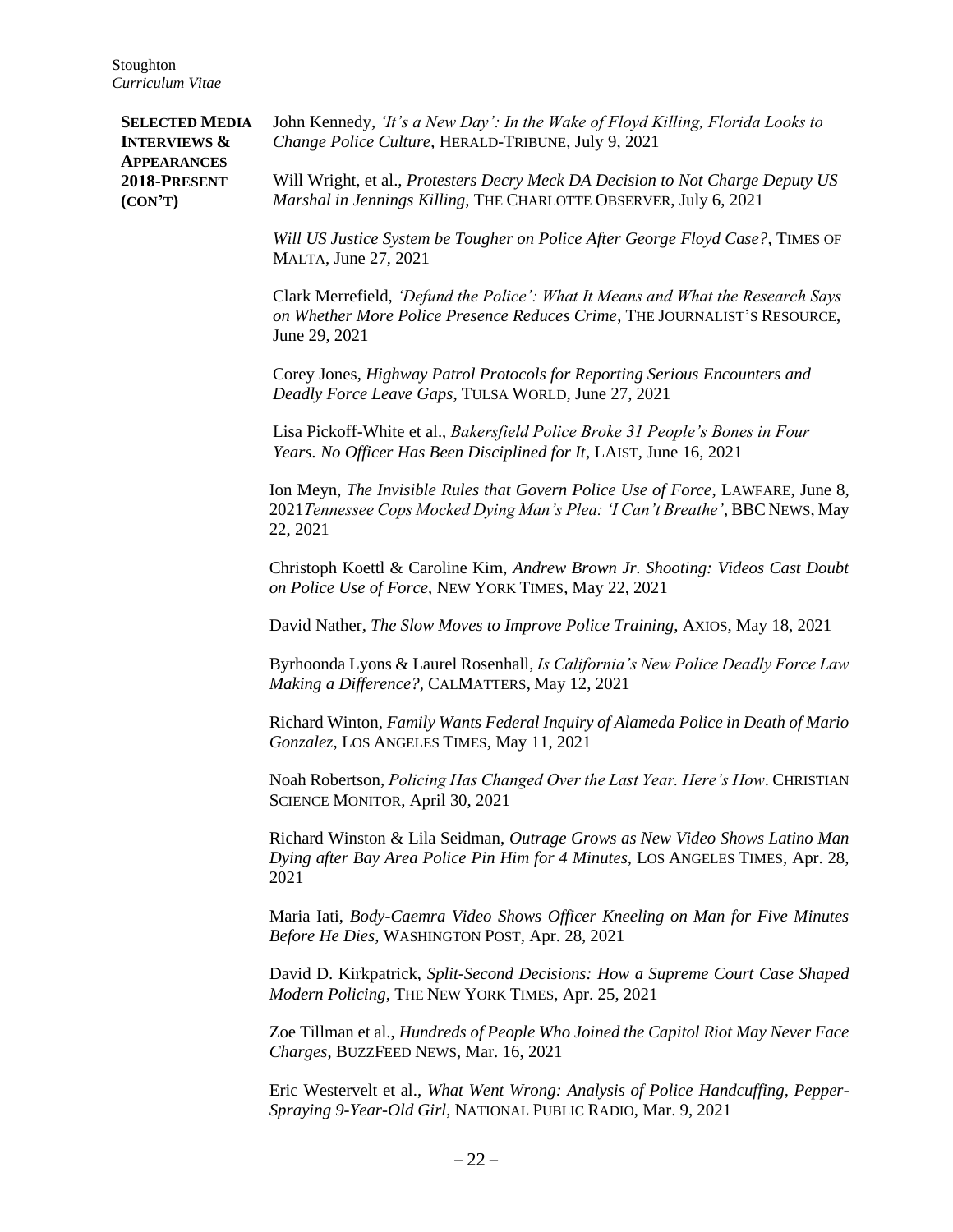**SELECTED MEDIA INTERVIEWS & APPEARANCES 2018-PRESENT (CON'T)**

John Kennedy, *'It's a New Day': In the Wake of Floyd Killing, Florida Looks to Change Police Culture*, HERALD-TRIBUNE, July 9, 2021

Will Wright, et al., *Protesters Decry Meck DA Decision to Not Charge Deputy US Marshal in Jennings Killing*, THE CHARLOTTE OBSERVER, July 6, 2021

*Will US Justice System be Tougher on Police After George Floyd Case?*, TIMES OF MALTA, June 27, 2021

Clark Merrefield, *'Defund the Police': What It Means and What the Research Says on Whether More Police Presence Reduces Crime*, THE JOURNALIST'S RESOURCE, June 29, 2021

Corey Jones, *Highway Patrol Protocols for Reporting Serious Encounters and Deadly Force Leave Gaps*, TULSA WORLD, June 27, 2021

Lisa Pickoff-White et al., *Bakersfield Police Broke 31 People's Bones in Four Years. No Officer Has Been Disciplined for It*, LAIST, June 16, 2021

Ion Meyn, *The Invisible Rules that Govern Police Use of Force*, LAWFARE, June 8, 2021*Tennessee Cops Mocked Dying Man's Plea: 'I Can't Breathe'*, BBC NEWS, May 22, 2021

Christoph Koettl & Caroline Kim, *Andrew Brown Jr. Shooting: Videos Cast Doubt on Police Use of Force*, NEW YORK TIMES, May 22, 2021

David Nather, *The Slow Moves to Improve Police Training*, AXIOS, May 18, 2021

Byrhoonda Lyons & Laurel Rosenhall, *Is California's New Police Deadly Force Law Making a Difference?*, CALMATTERS, May 12, 2021

Richard Winton, *Family Wants Federal Inquiry of Alameda Police in Death of Mario Gonzalez*, LOS ANGELES TIMES, May 11, 2021

Noah Robertson, *Policing Has Changed Over the Last Year. Here's How*. CHRISTIAN SCIENCE MONITOR, April 30, 2021

Richard Winston & Lila Seidman, *Outrage Grows as New Video Shows Latino Man Dying after Bay Area Police Pin Him for 4 Minutes*, LOS ANGELES TIMES, Apr. 28, 2021

Maria Iati, *Body-Caemra Video Shows Officer Kneeling on Man for Five Minutes Before He Dies*, WASHINGTON POST, Apr. 28, 2021

David D. Kirkpatrick, *Split-Second Decisions: How a Supreme Court Case Shaped Modern Policing*, THE NEW YORK TIMES, Apr. 25, 2021

Zoe Tillman et al., *Hundreds of People Who Joined the Capitol Riot May Never Face Charges*, BUZZFEED NEWS, Mar. 16, 2021

Eric Westervelt et al., *What Went Wrong: Analysis of Police Handcuffing, Pepper-Spraying 9-Year-Old Girl*, NATIONAL PUBLIC RADIO, Mar. 9, 2021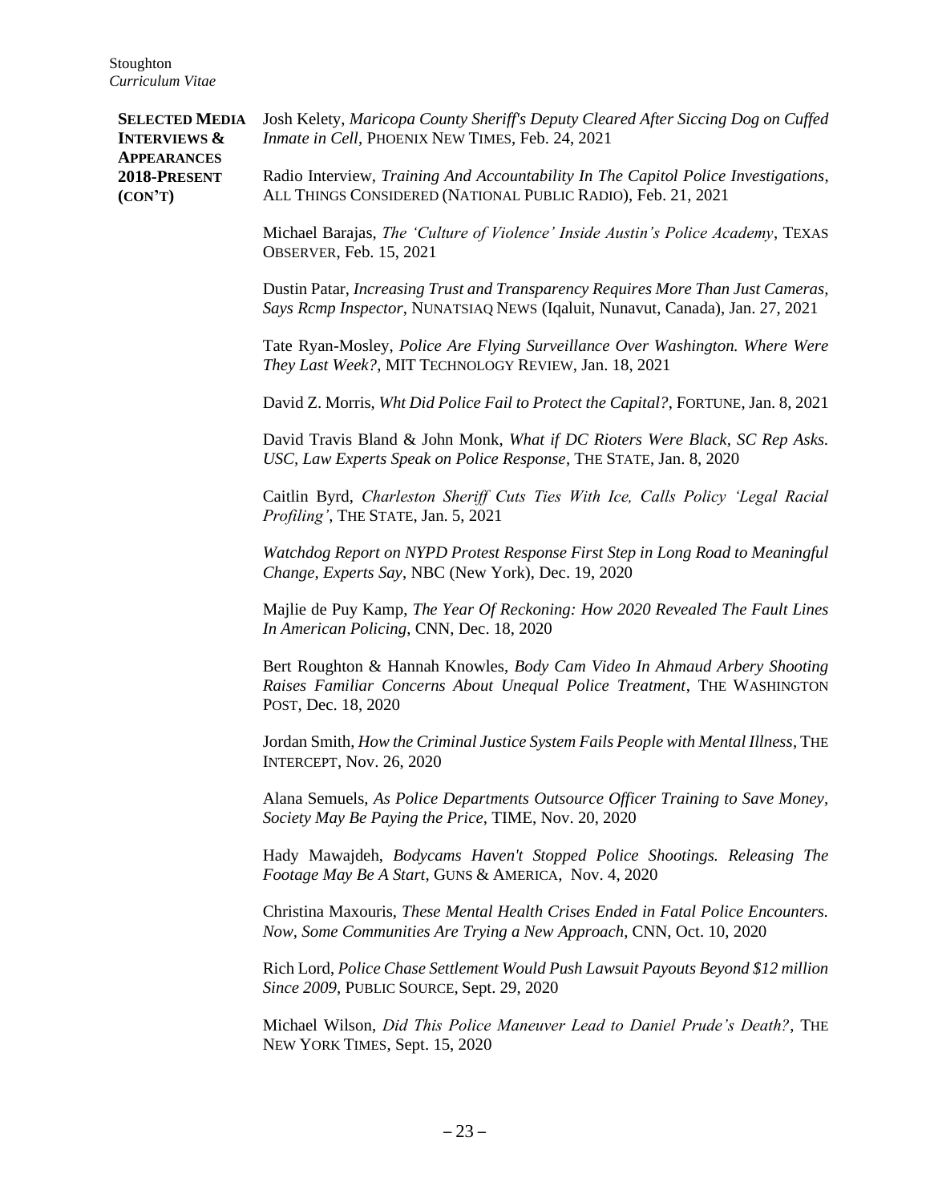**SELECTED MEDIA INTERVIEWS & APPEARANCES 2018-PRESENT (CON'T)**

Josh Kelety, *Maricopa County Sheriff's Deputy Cleared After Siccing Dog on Cuffed Inmate in Cell*, PHOENIX NEW TIMES, Feb. 24, 2021

Radio Interview, *Training And Accountability In The Capitol Police Investigations*, ALL THINGS CONSIDERED (NATIONAL PUBLIC RADIO), Feb. 21, 2021

Michael Barajas, *The 'Culture of Violence' Inside Austin's Police Academy*, TEXAS OBSERVER, Feb. 15, 2021

Dustin Patar, *Increasing Trust and Transparency Requires More Than Just Cameras, Says Rcmp Inspector*, NUNATSIAQ NEWS (Iqaluit, Nunavut, Canada), Jan. 27, 2021

Tate Ryan-Mosley, *Police Are Flying Surveillance Over Washington. Where Were They Last Week?*, MIT TECHNOLOGY REVIEW, Jan. 18, 2021

David Z. Morris, *Wht Did Police Fail to Protect the Capital?*, FORTUNE, Jan. 8, 2021

David Travis Bland & John Monk, *What if DC Rioters Were Black, SC Rep Asks. USC, Law Experts Speak on Police Response*, THE STATE, Jan. 8, 2020

Caitlin Byrd, *Charleston Sheriff Cuts Ties With Ice, Calls Policy 'Legal Racial Profiling'*, THE STATE, Jan. 5, 2021

*Watchdog Report on NYPD Protest Response First Step in Long Road to Meaningful Change, Experts Say*, NBC (New York), Dec. 19, 2020

Majlie de Puy Kamp, *The Year Of Reckoning: How 2020 Revealed The Fault Lines In American Policing*, CNN, Dec. 18, 2020

Bert Roughton & Hannah Knowles, *Body Cam Video In Ahmaud Arbery Shooting Raises Familiar Concerns About Unequal Police Treatment*, THE WASHINGTON POST, Dec. 18, 2020

Jordan Smith, *How the Criminal Justice System Fails People with Mental Illness*, THE INTERCEPT, Nov. 26, 2020

Alana Semuels, *As Police Departments Outsource Officer Training to Save Money, Society May Be Paying the Price*, TIME, Nov. 20, 2020

Hady Mawajdeh, *Bodycams Haven't Stopped Police Shootings. Releasing The Footage May Be A Start*, GUNS & AMERICA, Nov. 4, 2020

Christina Maxouris, *These Mental Health Crises Ended in Fatal Police Encounters. Now, Some Communities Are Trying a New Approach*, CNN, Oct. 10, 2020

Rich Lord, *Police Chase Settlement Would Push Lawsuit Payouts Beyond $12 million Since 2009*, PUBLIC SOURCE, Sept. 29, 2020

Michael Wilson, *Did This Police Maneuver Lead to Daniel Prude's Death?*, THE NEW YORK TIMES, Sept. 15, 2020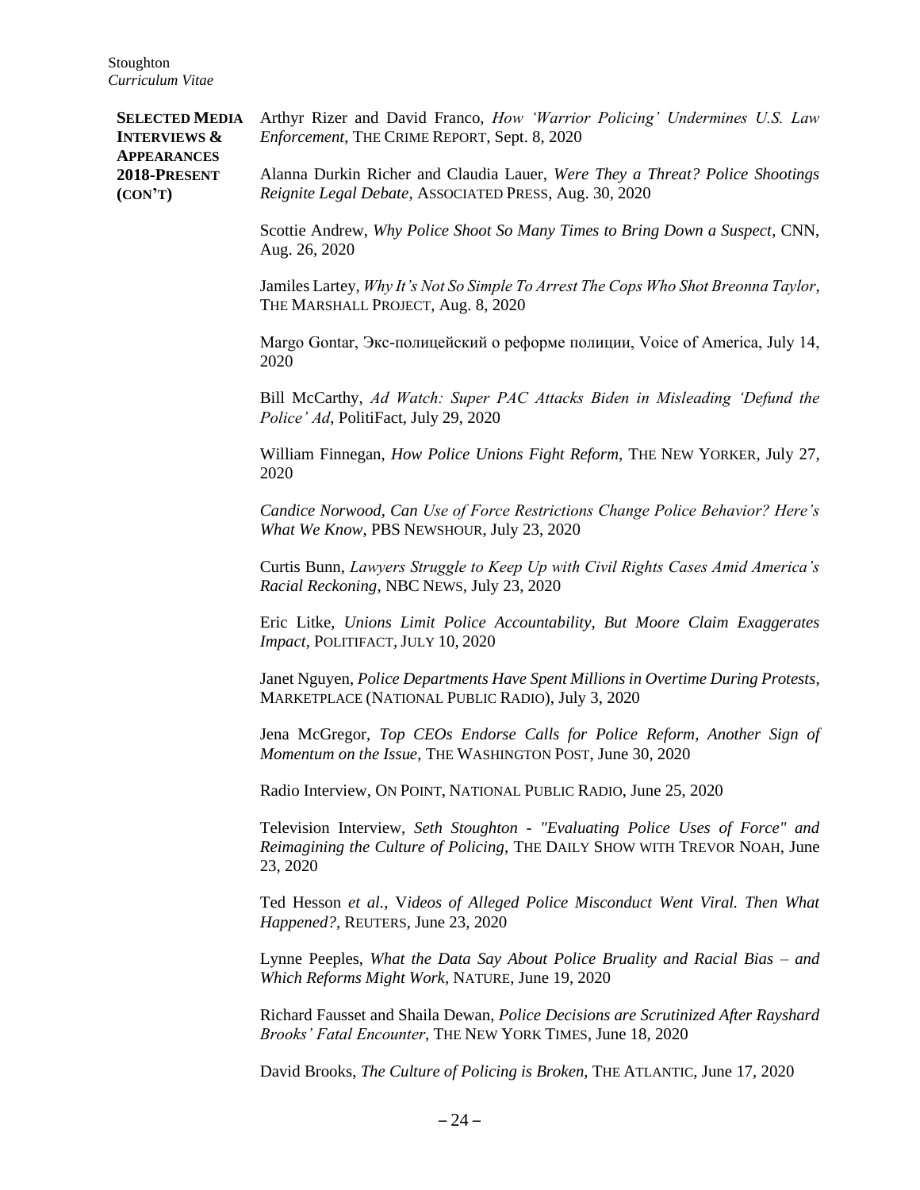**SELECTED MEDIA INTERVIEWS & APPEARANCES 2018-PRESENT (CON'T)**

Arthyr Rizer and David Franco, *How 'Warrior Policing' Undermines U.S. Law Enforcement*, THE CRIME REPORT, Sept. 8, 2020

Alanna Durkin Richer and Claudia Lauer, *Were They a Threat? Police Shootings Reignite Legal Debate*, ASSOCIATED PRESS, Aug. 30, 2020

Scottie Andrew, *Why Police Shoot So Many Times to Bring Down a Suspect*, CNN, Aug. 26, 2020

Jamiles Lartey, *Why It's Not So Simple To Arrest The Cops Who Shot Breonna Taylor*, THE MARSHALL PROJECT, Aug. 8, 2020

Margo Gontar, Экс-полицейский о реформе полиции, Voice of America, July 14, 2020

Bill McCarthy, *Ad Watch: Super PAC Attacks Biden in Misleading 'Defund the Police' Ad*, PolitiFact, July 29, 2020

William Finnegan, *How Police Unions Fight Reform*, THE NEW YORKER, July 27, 2020

*Candice Norwood, Can Use of Force Restrictions Change Police Behavior? Here's What We Know*, PBS NEWSHOUR, July 23, 2020

Curtis Bunn, *Lawyers Struggle to Keep Up with Civil Rights Cases Amid America's Racial Reckoning*, NBC NEWS, July 23, 2020

Eric Litke, *Unions Limit Police Accountability, But Moore Claim Exaggerates Impact*, POLITIFACT, JULY 10, 2020

Janet Nguyen, *Police Departments Have Spent Millions in Overtime During Protests*, MARKETPLACE (NATIONAL PUBLIC RADIO), July 3, 2020

Jena McGregor, *Top CEOs Endorse Calls for Police Reform, Another Sign of Momentum on the Issue*, THE WASHINGTON POST, June 30, 2020

Radio Interview, ON POINT, NATIONAL PUBLIC RADIO, June 25, 2020

Television Interview, *Seth Stoughton - "Evaluating Police Uses of Force" and Reimagining the Culture of Policing*, THE DAILY SHOW WITH TREVOR NOAH, June 23, 2020

Ted Hesson *et al.*, V*ideos of Alleged Police Misconduct Went Viral. Then What Happened?*, REUTERS, June 23, 2020

Lynne Peeples, *What the Data Say About Police Bruality and Racial Bias – and Which Reforms Might Work*, NATURE, June 19, 2020

Richard Fausset and Shaila Dewan, *Police Decisions are Scrutinized After Rayshard Brooks' Fatal Encounter*, THE NEW YORK TIMES, June 18, 2020

David Brooks, *The Culture of Policing is Broken*, THE ATLANTIC, June 17, 2020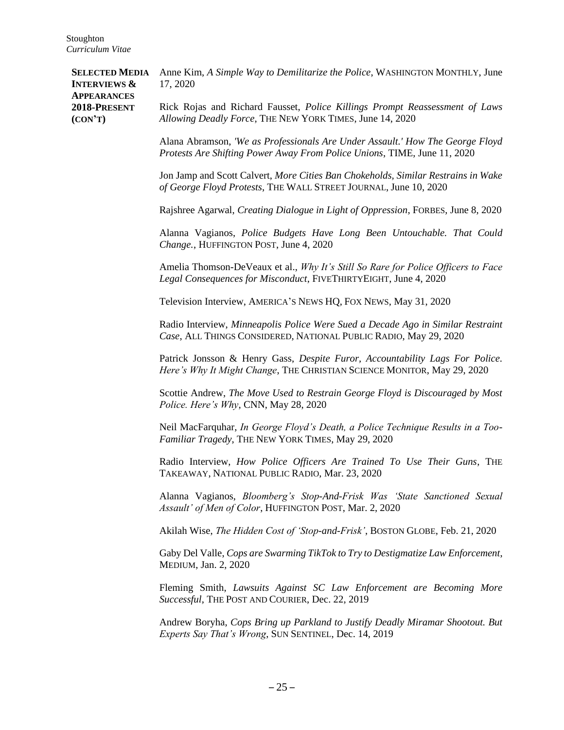**SELECTED MEDIA INTERVIEWS & APPEARANCES 2018-PRESENT (CON'T)**

Anne Kim, *A Simple Way to Demilitarize the Police*, WASHINGTON MONTHLY, June 17, 2020

Rick Rojas and Richard Fausset, *Police Killings Prompt Reassessment of Laws Allowing Deadly Force*, THE NEW YORK TIMES, June 14, 2020

Alana Abramson, *'We as Professionals Are Under Assault.' How The George Floyd Protests Are Shifting Power Away From Police Unions*, TIME, June 11, 2020

Jon Jamp and Scott Calvert, *More Cities Ban Chokeholds, Similar Restrains in Wake of George Floyd Protests*, THE WALL STREET JOURNAL, June 10, 2020

Rajshree Agarwal, *Creating Dialogue in Light of Oppression*, FORBES, June 8, 2020

Alanna Vagianos, *Police Budgets Have Long Been Untouchable. That Could Change.*, HUFFINGTON POST, June 4, 2020

Amelia Thomson-DeVeaux et al., *Why It's Still So Rare for Police Officers to Face Legal Consequences for Misconduct*, FIVETHIRTYEIGHT, June 4, 2020

Television Interview, AMERICA'S NEWS HQ, FOX NEWS, May 31, 2020

Radio Interview, *Minneapolis Police Were Sued a Decade Ago in Similar Restraint Case*, ALL THINGS CONSIDERED, NATIONAL PUBLIC RADIO, May 29, 2020

Patrick Jonsson & Henry Gass, *Despite Furor, Accountability Lags For Police. Here's Why It Might Change*, THE CHRISTIAN SCIENCE MONITOR, May 29, 2020

Scottie Andrew, *The Move Used to Restrain George Floyd is Discouraged by Most Police. Here's Why*, CNN, May 28, 2020

Neil MacFarquhar, *In George Floyd's Death, a Police Technique Results in a Too-Familiar Tragedy*, THE NEW YORK TIMES, May 29, 2020

Radio Interview, *How Police Officers Are Trained To Use Their Guns*, THE TAKEAWAY, NATIONAL PUBLIC RADIO, Mar. 23, 2020

Alanna Vagianos, *Bloomberg's Stop-And-Frisk Was 'State Sanctioned Sexual Assault' of Men of Color*, HUFFINGTON POST, Mar. 2, 2020

Akilah Wise, *The Hidden Cost of 'Stop-and-Frisk'*, BOSTON GLOBE, Feb. 21, 2020

Gaby Del Valle, *Cops are Swarming TikTok to Try to Destigmatize Law Enforcement*, MEDIUM, Jan. 2, 2020

Fleming Smith, *Lawsuits Against SC Law Enforcement are Becoming More Successful*, THE POST AND COURIER, Dec. 22, 2019

Andrew Boryha, *Cops Bring up Parkland to Justify Deadly Miramar Shootout. But Experts Say That's Wrong*, SUN SENTINEL, Dec. 14, 2019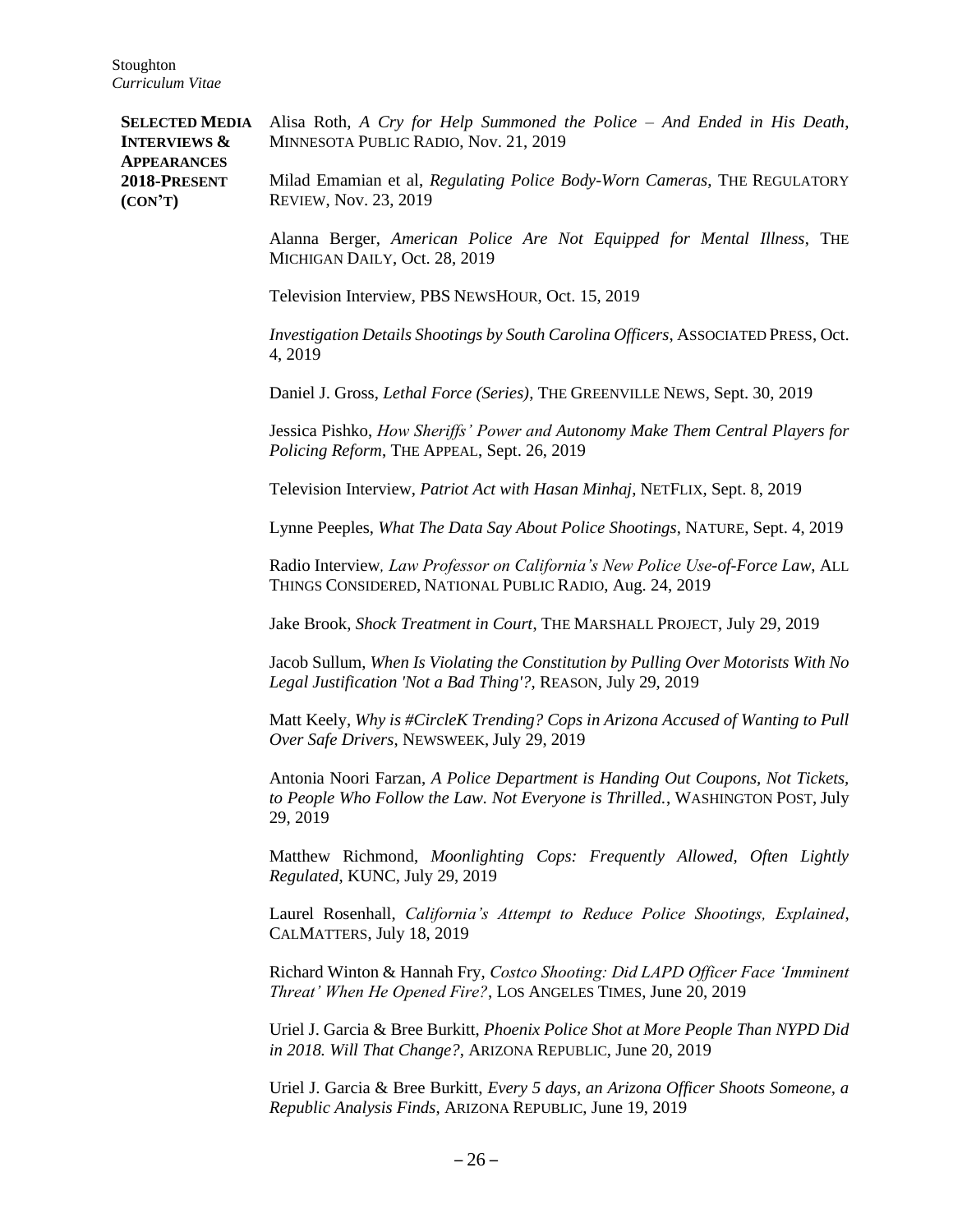**SELECTED MEDIA INTERVIEWS & APPEARANCES 2018-PRESENT (CON'T)**

Alisa Roth, *A Cry for Help Summoned the Police – And Ended in His Death*, MINNESOTA PUBLIC RADIO, Nov. 21, 2019

Milad Emamian et al, *Regulating Police Body-Worn Cameras*, THE REGULATORY REVIEW, Nov. 23, 2019

Alanna Berger, *American Police Are Not Equipped for Mental Illness*, THE MICHIGAN DAILY, Oct. 28, 2019

Television Interview, PBS NEWSHOUR, Oct. 15, 2019

*Investigation Details Shootings by South Carolina Officers*, ASSOCIATED PRESS, Oct. 4, 2019

Daniel J. Gross, *Lethal Force (Series)*, THE GREENVILLE NEWS, Sept. 30, 2019

Jessica Pishko, *How Sheriffs' Power and Autonomy Make Them Central Players for Policing Reform*, THE APPEAL, Sept. 26, 2019

Television Interview, *Patriot Act with Hasan Minhaj*, NETFLIX, Sept. 8, 2019

Lynne Peeples, *What The Data Say About Police Shootings*, NATURE, Sept. 4, 2019

Radio Interview*, Law Professor on California's New Police Use-of-Force Law*, ALL THINGS CONSIDERED, NATIONAL PUBLIC RADIO, Aug. 24, 2019

Jake Brook, *Shock Treatment in Court*, THE MARSHALL PROJECT, July 29, 2019

Jacob Sullum, *When Is Violating the Constitution by Pulling Over Motorists With No Legal Justification 'Not a Bad Thing'?*, REASON, July 29, 2019

Matt Keely, *Why is #CircleK Trending? Cops in Arizona Accused of Wanting to Pull Over Safe Drivers*, NEWSWEEK, July 29, 2019

Antonia Noori Farzan, *A Police Department is Handing Out Coupons, Not Tickets, to People Who Follow the Law. Not Everyone is Thrilled.*, WASHINGTON POST, July 29, 2019

Matthew Richmond, *Moonlighting Cops: Frequently Allowed, Often Lightly Regulated*, KUNC, July 29, 2019

Laurel Rosenhall, *California's Attempt to Reduce Police Shootings, Explained*, CALMATTERS, July 18, 2019

Richard Winton & Hannah Fry, *Costco Shooting: Did LAPD Officer Face 'Imminent Threat' When He Opened Fire?*, LOS ANGELES TIMES, June 20, 2019

Uriel J. Garcia & Bree Burkitt, *Phoenix Police Shot at More People Than NYPD Did in 2018. Will That Change?*, ARIZONA REPUBLIC, June 20, 2019

Uriel J. Garcia & Bree Burkitt, *Every 5 days, an Arizona Officer Shoots Someone, a Republic Analysis Finds*, ARIZONA REPUBLIC, June 19, 2019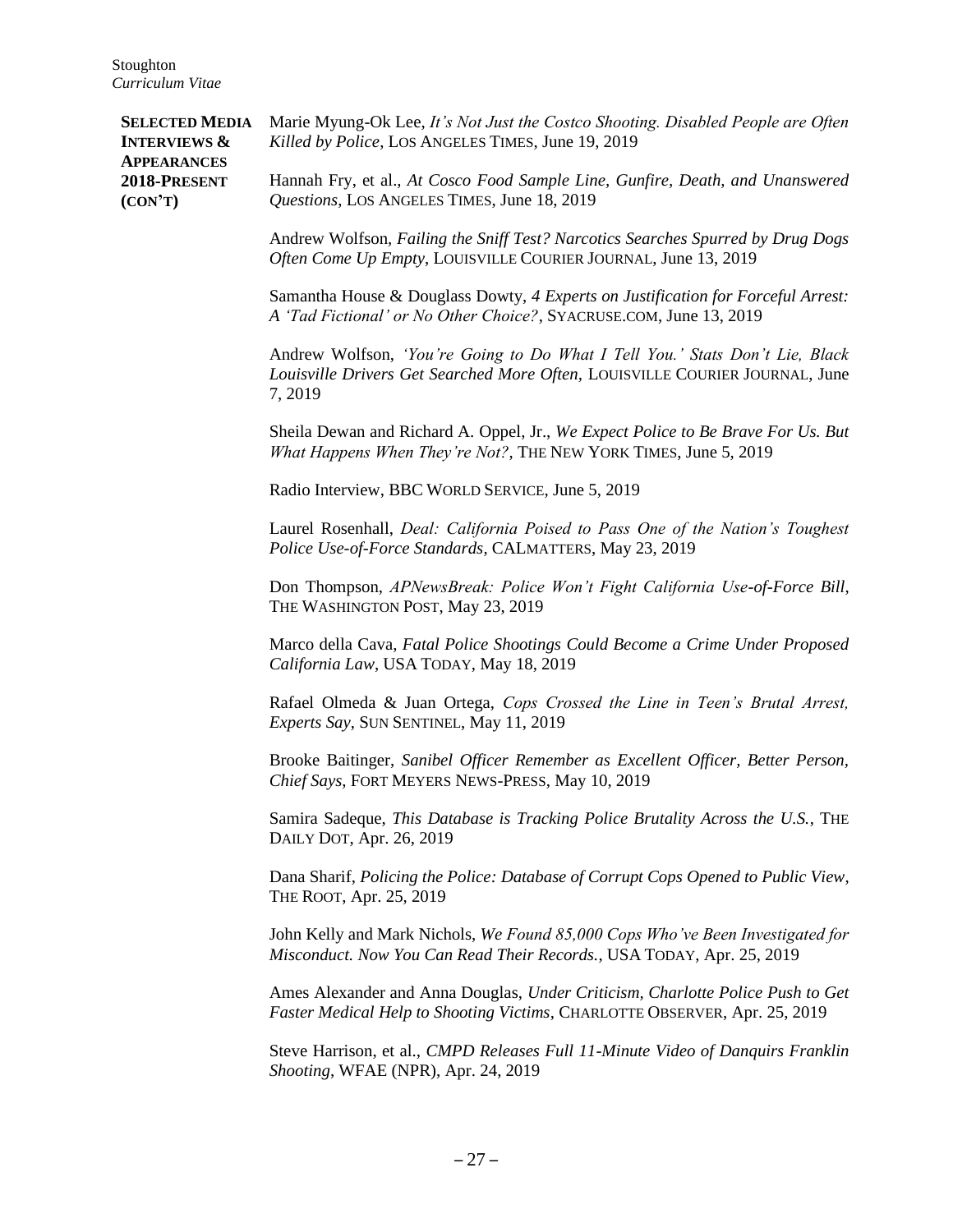**SELECTED MEDIA INTERVIEWS & APPEARANCES 2018-PRESENT (CON'T)**

Marie Myung-Ok Lee, *It's Not Just the Costco Shooting. Disabled People are Often Killed by Police*, LOS ANGELES TIMES, June 19, 2019

Hannah Fry, et al., *At Cosco Food Sample Line, Gunfire, Death, and Unanswered Questions*, LOS ANGELES TIMES, June 18, 2019

Andrew Wolfson, *Failing the Sniff Test? Narcotics Searches Spurred by Drug Dogs Often Come Up Empty*, LOUISVILLE COURIER JOURNAL, June 13, 2019

Samantha House & Douglass Dowty, *4 Experts on Justification for Forceful Arrest: A 'Tad Fictional' or No Other Choice?*, SYACRUSE.COM, June 13, 2019

Andrew Wolfson, *'You're Going to Do What I Tell You.' Stats Don't Lie, Black Louisville Drivers Get Searched More Often*, LOUISVILLE COURIER JOURNAL, June 7, 2019

Sheila Dewan and Richard A. Oppel, Jr., *We Expect Police to Be Brave For Us. But What Happens When They're Not?*, THE NEW YORK TIMES, June 5, 2019

Radio Interview, BBC WORLD SERVICE, June 5, 2019

Laurel Rosenhall, *Deal: California Poised to Pass One of the Nation's Toughest Police Use-of-Force Standards*, CALMATTERS, May 23, 2019

Don Thompson, *APNewsBreak: Police Won't Fight California Use-of-Force Bill*, THE WASHINGTON POST, May 23, 2019

Marco della Cava, *Fatal Police Shootings Could Become a Crime Under Proposed California Law*, USA TODAY, May 18, 2019

Rafael Olmeda & Juan Ortega, *Cops Crossed the Line in Teen's Brutal Arrest, Experts Say*, SUN SENTINEL, May 11, 2019

Brooke Baitinger, *Sanibel Officer Remember as Excellent Officer, Better Person, Chief Says*, FORT MEYERS NEWS-PRESS, May 10, 2019

Samira Sadeque, *This Database is Tracking Police Brutality Across the U.S.*, THE DAILY DOT, Apr. 26, 2019

Dana Sharif, *Policing the Police: Database of Corrupt Cops Opened to Public View*, THE ROOT, Apr. 25, 2019

John Kelly and Mark Nichols, *We Found 85,000 Cops Who've Been Investigated for Misconduct. Now You Can Read Their Records.*, USA TODAY, Apr. 25, 2019

Ames Alexander and Anna Douglas, *Under Criticism, Charlotte Police Push to Get Faster Medical Help to Shooting Victims*, CHARLOTTE OBSERVER, Apr. 25, 2019

Steve Harrison, et al., *CMPD Releases Full 11-Minute Video of Danquirs Franklin Shooting*, WFAE (NPR), Apr. 24, 2019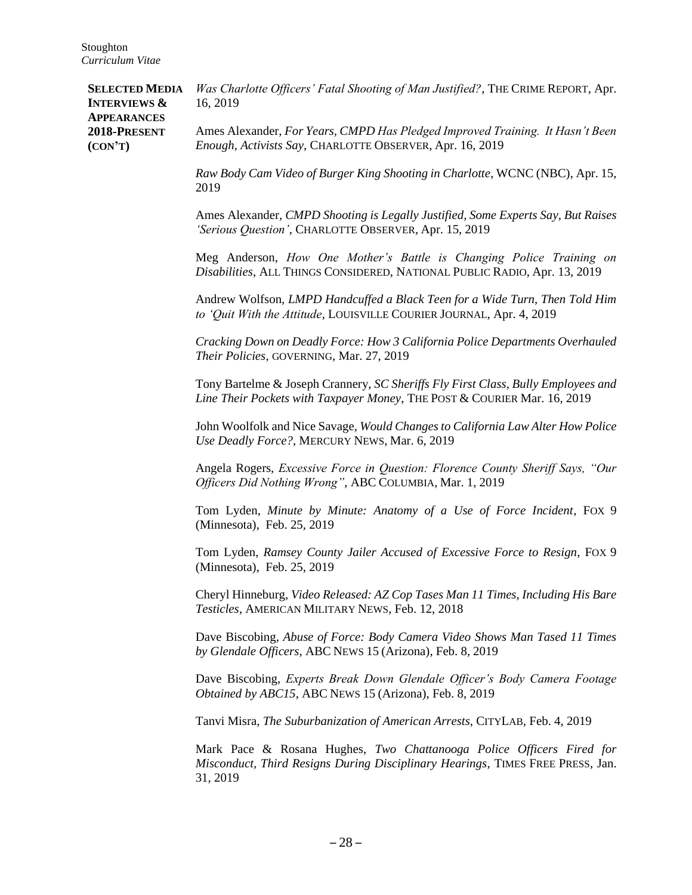**SELECTED MEDIA INTERVIEWS & APPEARANCES 2018-PRESENT (CON'T)**

*Was Charlotte Officers' Fatal Shooting of Man Justified?*, THE CRIME REPORT, Apr. 16, 2019

Ames Alexander, *For Years, CMPD Has Pledged Improved Training. It Hasn't Been Enough, Activists Say*, CHARLOTTE OBSERVER, Apr. 16, 2019

*Raw Body Cam Video of Burger King Shooting in Charlotte*, WCNC (NBC), Apr. 15, 2019

Ames Alexander, *CMPD Shooting is Legally Justified, Some Experts Say, But Raises 'Serious Question'*, CHARLOTTE OBSERVER, Apr. 15, 2019

Meg Anderson, *How One Mother's Battle is Changing Police Training on Disabilities*, ALL THINGS CONSIDERED, NATIONAL PUBLIC RADIO, Apr. 13, 2019

Andrew Wolfson, *LMPD Handcuffed a Black Teen for a Wide Turn, Then Told Him to 'Quit With the Attitude*, LOUISVILLE COURIER JOURNAL, Apr. 4, 2019

*Cracking Down on Deadly Force: How 3 California Police Departments Overhauled Their Policies*, GOVERNING, Mar. 27, 2019

Tony Bartelme & Joseph Crannery, *SC Sheriffs Fly First Class, Bully Employees and Line Their Pockets with Taxpayer Money*, THE POST & COURIER Mar. 16, 2019

John Woolfolk and Nice Savage, *Would Changes to California Law Alter How Police Use Deadly Force?*, MERCURY NEWS, Mar. 6, 2019

Angela Rogers, *Excessive Force in Question: Florence County Sheriff Says, "Our Officers Did Nothing Wrong"*, ABC COLUMBIA, Mar. 1, 2019

Tom Lyden, *Minute by Minute: Anatomy of a Use of Force Incident*, FOX 9 (Minnesota), Feb. 25, 2019

Tom Lyden, *Ramsey County Jailer Accused of Excessive Force to Resign*, FOX 9 (Minnesota), Feb. 25, 2019

Cheryl Hinneburg, *Video Released: AZ Cop Tases Man 11 Times, Including His Bare Testicles*, AMERICAN MILITARY NEWS, Feb. 12, 2018

Dave Biscobing, *Abuse of Force: Body Camera Video Shows Man Tased 11 Times by Glendale Officers*, ABC NEWS 15 (Arizona), Feb. 8, 2019

Dave Biscobing, *Experts Break Down Glendale Officer's Body Camera Footage Obtained by ABC15*, ABC NEWS 15 (Arizona), Feb. 8, 2019

Tanvi Misra, *The Suburbanization of American Arrests*, CITYLAB, Feb. 4, 2019

Mark Pace & Rosana Hughes, *Two Chattanooga Police Officers Fired for Misconduct, Third Resigns During Disciplinary Hearings*, TIMES FREE PRESS, Jan. 31, 2019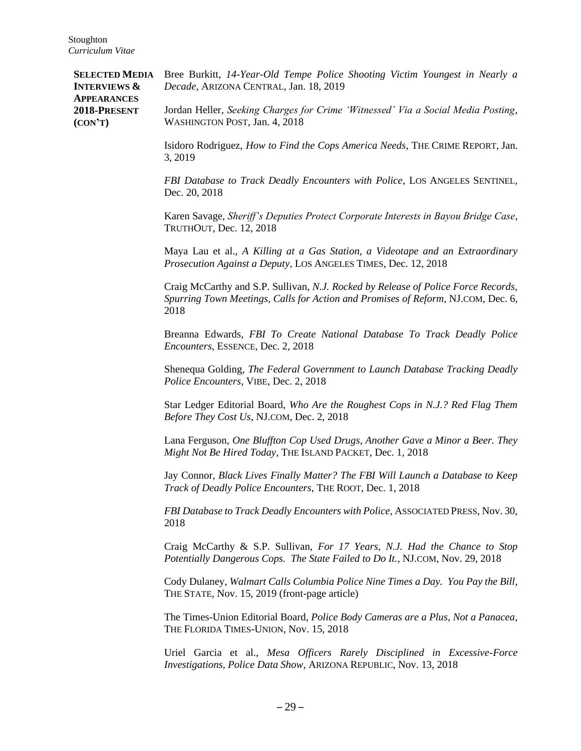**SELECTED MEDIA INTERVIEWS & APPEARANCES 2018-PRESENT (CON'T)**

Bree Burkitt, *14-Year-Old Tempe Police Shooting Victim Youngest in Nearly a Decade*, ARIZONA CENTRAL, Jan. 18, 2019

Jordan Heller, *Seeking Charges for Crime 'Witnessed' Via a Social Media Posting*, WASHINGTON POST, Jan. 4, 2018

Isidoro Rodriguez, *How to Find the Cops America Needs*, THE CRIME REPORT, Jan. 3, 2019

*FBI Database to Track Deadly Encounters with Police*, LOS ANGELES SENTINEL, Dec. 20, 2018

Karen Savage, *Sheriff's Deputies Protect Corporate Interests in Bayou Bridge Case*, TRUTHOUT, Dec. 12, 2018

Maya Lau et al., *A Killing at a Gas Station, a Videotape and an Extraordinary Prosecution Against a Deputy*, LOS ANGELES TIMES, Dec. 12, 2018

Craig McCarthy and S.P. Sullivan, *N.J. Rocked by Release of Police Force Records, Spurring Town Meetings, Calls for Action and Promises of Reform*, NJ.COM, Dec. 6, 2018

Breanna Edwards, *FBI To Create National Database To Track Deadly Police Encounters*, ESSENCE, Dec. 2, 2018

Shenequa Golding, *The Federal Government to Launch Database Tracking Deadly Police Encounters*, VIBE, Dec. 2, 2018

Star Ledger Editorial Board, *Who Are the Roughest Cops in N.J.? Red Flag Them Before They Cost Us*, NJ.COM, Dec. 2, 2018

Lana Ferguson, *One Bluffton Cop Used Drugs, Another Gave a Minor a Beer. They Might Not Be Hired Today*, THE ISLAND PACKET, Dec. 1, 2018

Jay Connor, *Black Lives Finally Matter? The FBI Will Launch a Database to Keep Track of Deadly Police Encounters*, THE ROOT, Dec. 1, 2018

*FBI Database to Track Deadly Encounters with Police*, ASSOCIATED PRESS, Nov. 30, 2018

Craig McCarthy & S.P. Sullivan, *For 17 Years, N.J. Had the Chance to Stop Potentially Dangerous Cops. The State Failed to Do It.*, NJ.COM, Nov. 29, 2018

Cody Dulaney, *Walmart Calls Columbia Police Nine Times a Day. You Pay the Bill*, THE STATE, Nov. 15, 2019 (front-page article)

The Times-Union Editorial Board, *Police Body Cameras are a Plus, Not a Panacea*, THE FLORIDA TIMES-UNION, Nov. 15, 2018

Uriel Garcia et al., *Mesa Officers Rarely Disciplined in Excessive-Force Investigations, Police Data Show*, ARIZONA REPUBLIC, Nov. 13, 2018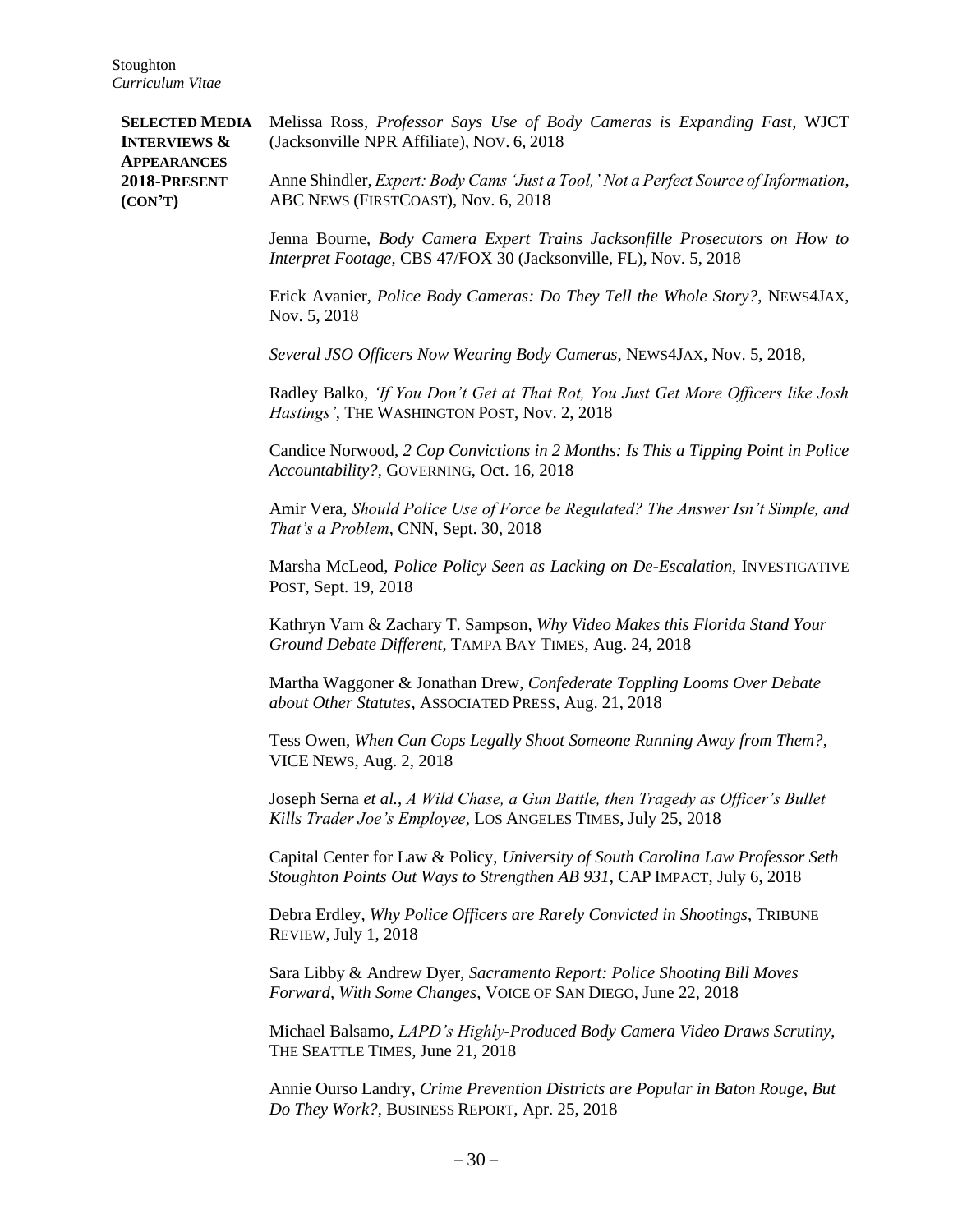**SELECTED MEDIA INTERVIEWS & APPEARANCES 2018-PRESENT (CON'T)**

Melissa Ross, *Professor Says Use of Body Cameras is Expanding Fast*, WJCT (Jacksonville NPR Affiliate), NOV. 6, 2018

Anne Shindler, *Expert: Body Cams 'Just a Tool,' Not a Perfect Source of Information*, ABC NEWS (FIRSTCOAST), Nov. 6, 2018

Jenna Bourne, *Body Camera Expert Trains Jacksonfille Prosecutors on How to Interpret Footage*, CBS 47/FOX 30 (Jacksonville, FL), Nov. 5, 2018

Erick Avanier, *Police Body Cameras: Do They Tell the Whole Story?*, NEWS4JAX, Nov. 5, 2018

*Several JSO Officers Now Wearing Body Cameras*, NEWS4JAX, Nov. 5, 2018,

Radley Balko, *'If You Don't Get at That Rot, You Just Get More Officers like Josh Hastings'*, THE WASHINGTON POST, Nov. 2, 2018

Candice Norwood, *2 Cop Convictions in 2 Months: Is This a Tipping Point in Police Accountability?*, GOVERNING, Oct. 16, 2018

Amir Vera, *Should Police Use of Force be Regulated? The Answer Isn't Simple, and That's a Problem*, CNN, Sept. 30, 2018

Marsha McLeod, *Police Policy Seen as Lacking on De-Escalation*, INVESTIGATIVE POST, Sept. 19, 2018

Kathryn Varn & Zachary T. Sampson, *Why Video Makes this Florida Stand Your Ground Debate Different*, TAMPA BAY TIMES, Aug. 24, 2018

Martha Waggoner & Jonathan Drew, *Confederate Toppling Looms Over Debate about Other Statutes*, ASSOCIATED PRESS, Aug. 21, 2018

Tess Owen, *When Can Cops Legally Shoot Someone Running Away from Them?*, VICE NEWS, Aug. 2, 2018

Joseph Serna *et al.*, *A Wild Chase, a Gun Battle, then Tragedy as Officer's Bullet Kills Trader Joe's Employee*, LOS ANGELES TIMES, July 25, 2018

Capital Center for Law & Policy, *University of South Carolina Law Professor Seth Stoughton Points Out Ways to Strengthen AB 931*, CAP IMPACT, July 6, 2018

Debra Erdley, *Why Police Officers are Rarely Convicted in Shootings*, TRIBUNE REVIEW, July 1, 2018

Sara Libby & Andrew Dyer, *Sacramento Report: Police Shooting Bill Moves Forward, With Some Changes*, VOICE OF SAN DIEGO, June 22, 2018

Michael Balsamo, *LAPD's Highly-Produced Body Camera Video Draws Scrutiny*, THE SEATTLE TIMES, June 21, 2018

Annie Ourso Landry, *Crime Prevention Districts are Popular in Baton Rouge, But Do They Work?*, BUSINESS REPORT, Apr. 25, 2018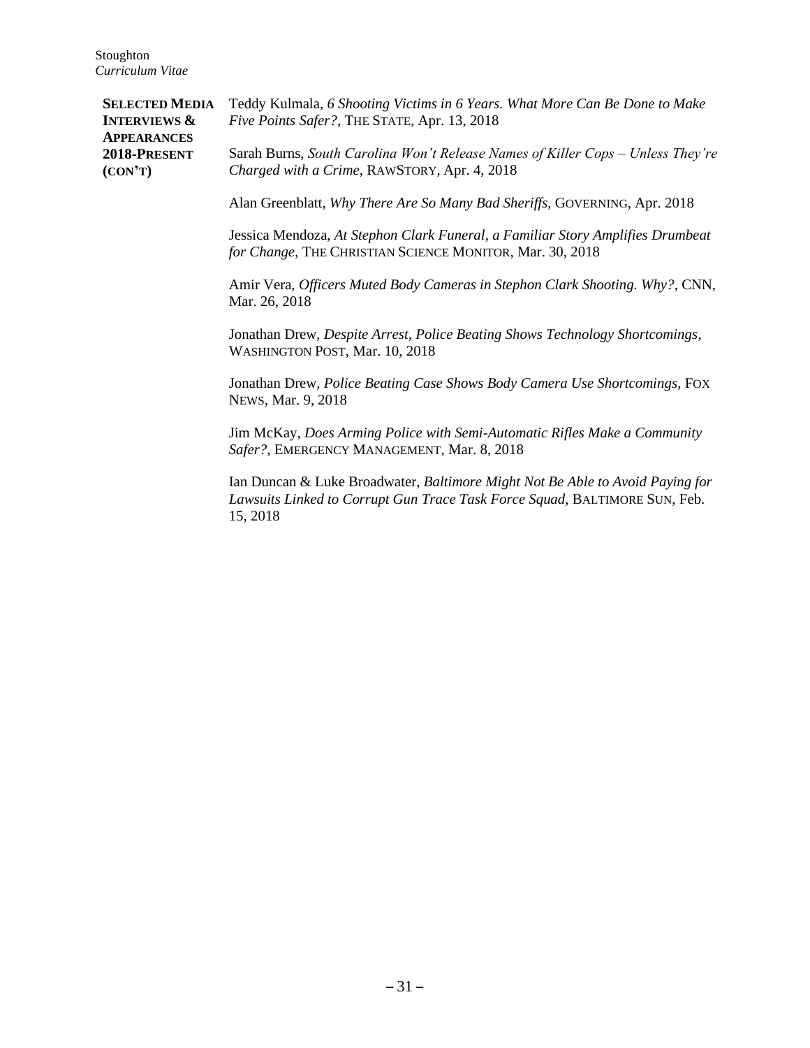**SELECTED MEDIA INTERVIEWS & APPEARANCES 2018-PRESENT (CON'T)**

Teddy Kulmala, *6 Shooting Victims in 6 Years. What More Can Be Done to Make Five Points Safer?*, THE STATE, Apr. 13, 2018

Sarah Burns, *South Carolina Won't Release Names of Killer Cops – Unless They're Charged with a Crime*, RAWSTORY, Apr. 4, 2018

Alan Greenblatt, *Why There Are So Many Bad Sheriffs*, GOVERNING, Apr. 2018

Jessica Mendoza, *At Stephon Clark Funeral, a Familiar Story Amplifies Drumbeat for Change*, THE CHRISTIAN SCIENCE MONITOR, Mar. 30, 2018

Amir Vera, *Officers Muted Body Cameras in Stephon Clark Shooting. Why?*, CNN, Mar. 26, 2018

Jonathan Drew, *Despite Arrest, Police Beating Shows Technology Shortcomings*, WASHINGTON POST, Mar. 10, 2018

Jonathan Drew, *Police Beating Case Shows Body Camera Use Shortcomings*, FOX NEWS, Mar. 9, 2018

Jim McKay, *Does Arming Police with Semi-Automatic Rifles Make a Community Safer?*, EMERGENCY MANAGEMENT, Mar. 8, 2018

Ian Duncan & Luke Broadwater, *Baltimore Might Not Be Able to Avoid Paying for Lawsuits Linked to Corrupt Gun Trace Task Force Squad*, BALTIMORE SUN, Feb. 15, 2018